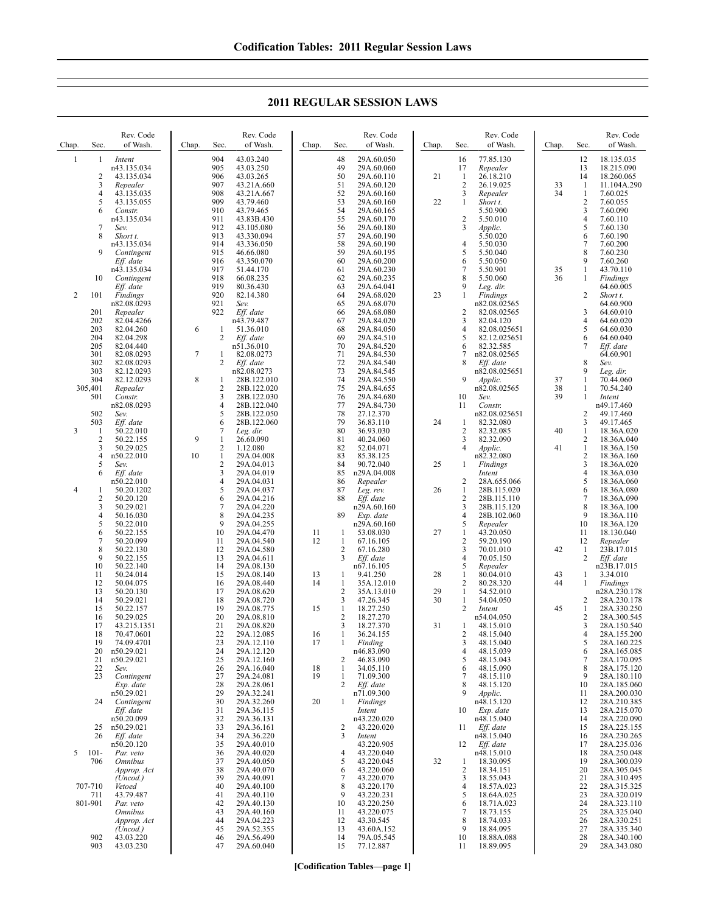## 2011 REGULAR SESSION LAWS

| Chap. | Sec. | Rev. Code of Wash. |
|---|---|---|
| 1 | 1 | *Intent* n43.135.034 |
| | 2 | 43.135.034 |
| | 3 | *Repealer* |
| | 4 | 43.135.035 |
| | 5 | 43.135.055 |
| | 6 | *Constr.* n43.135.034 |
| | 7 | *Sev.* |
| | 8 | *Short t.* n43.135.034 |
| | 9 | *Contingent Eff. date* n43.135.034 |
| | 10 | *Contingent Eff. date* |
| 2 | 101 | *Findings* n82.08.0293 |
| | 201 | *Repealer* |
| | 202 | 82.04.4266 |
| | 203 | 82.04.260 |
| | 204 | 82.04.298 |
| | 205 | 82.04.440 |
| | 301 | 82.08.0293 |
| | 302 | 82.08.0293 |
| | 303 | 82.12.0293 |
| | 304 | 82.12.0293 |
| | 305,401 | *Repealer* |
| | 501 | *Constr.* n82.08.0293 |
| | 502 | *Sev.* |
| | 503 | *Eff. date* |
| 3 | 1 | 50.22.010 |
| | 2 | 50.22.155 |
| | 3 | 50.29.025 |
| | 4 | n50.22.010 |
| | 5 | *Sev.* |
| | 6 | *Eff. date* n50.22.010 |
| 4 | 1 | 50.20.1202 |
| | 2 | 50.20.120 |
| | 3 | 50.29.021 |
| | 4 | 50.16.030 |
| | 5 | 50.22.010 |
| | 6 | 50.22.155 |
| | 7 | 50.20.099 |
| | 8 | 50.22.130 |
| | 9 | 50.22.155 |
| | 10 | 50.22.140 |
| | 11 | 50.24.014 |
| | 12 | 50.04.075 |
| | 13 | 50.20.130 |
| | 14 | 50.29.021 |
| | 15 | 50.22.157 |
| | 16 | 50.29.025 |
| | 17 | 43.215.1351 |
| | 18 | 70.47.0601 |
| | 19 | 74.09.4701 |
| | 20 | n50.29.021 |
| | 21 | n50.29.021 |
| | 22 | *Sev.* |
| | 23 | *Contingent Exp. date* n50.29.021 |
| | 24 | *Contingent Eff. date* n50.20.099 |
| | 25 | n50.29.021 |
| | 26 | *Eff. date* n50.20.120 |
| 5 | 101-706 | *Par. veto Omnibus Approp. Act (Uncod.)* |
| | 707-710 | *Vetoed* |
| | 711 | 43.79.487 |
| | 801-901 | *Par. veto Omnibus Approp. Act (Uncod.)* |
| | 902 | 43.03.220 |
| | 903 | 43.03.230 |
| | 904 | 43.03.240 |
| | 905 | 43.03.250 |
| | 906 | 43.03.265 |
| | 907 | 43.21A.660 |
| | 908 | 43.21A.667 |
| | 909 | 43.79.460 |
| | 910 | 43.79.465 |
| | 911 | 43.83B.430 |
| | 912 | 43.105.080 |
| | 913 | 43.330.094 |
| | 914 | 43.336.050 |
| | 915 | 46.66.080 |
| | 916 | 43.350.070 |
| | 917 | 51.44.170 |
| | 918 | 66.08.235 |
| | 919 | 80.36.430 |
| | 920 | 82.14.380 |
| | 921 | *Sev.* |
| | 922 | *Eff. date* n43.79.487 |
| 6 | 1 | 51.36.010 |
| | 2 | *Eff. date* n51.36.010 |
| 7 | 1 | 82.08.0273 |
| | 2 | *Eff. date* n82.08.0273 |
| 8 | 1 | 28B.122.010 |
| | 2 | 28B.122.020 |
| | 3 | 28B.122.030 |
| | 4 | 28B.122.040 |
| | 5 | 28B.122.050 |
| | 6 | 28B.122.060 |
| | 7 | *Leg. dir.* |
| 9 | 1 | 26.60.090 |
| | 2 | 1.12.080 |
| 10 | 1 | 29A.04.008 |
| | 2 | 29A.04.013 |
| | 3 | 29A.04.019 |
| | 4 | 29A.04.031 |
| | 5 | 29A.04.037 |
| | 6 | 29A.04.216 |
| | 7 | 29A.04.220 |
| | 8 | 29A.04.235 |
| | 9 | 29A.04.255 |
| | 10 | 29A.04.470 |
| | 11 | 29A.04.540 |
| | 12 | 29A.04.580 |
| | 13 | 29A.04.611 |
| | 14 | 29A.08.130 |
| | 15 | 29A.08.140 |
| | 16 | 29A.08.440 |
| | 17 | 29A.08.620 |
| | 18 | 29A.08.720 |
| | 19 | 29A.08.775 |
| | 20 | 29A.08.810 |
| | 21 | 29A.08.820 |
| | 22 | 29A.12.085 |
| | 23 | 29A.12.110 |
| | 24 | 29A.12.120 |
| | 25 | 29A.12.160 |
| | 26 | 29A.16.040 |
| | 27 | 29A.24.081 |
| | 28 | 29A.28.061 |
| | 29 | 29A.32.241 |
| | 30 | 29A.32.260 |
| | 31 | 29A.36.115 |
| | 32 | 29A.36.131 |
| | 33 | 29A.36.161 |
| | 34 | 29A.36.220 |
| | 35 | 29A.40.010 |
| | 36 | 29A.40.020 |
| | 37 | 29A.40.050 |
| | 38 | 29A.40.070 |
| | 39 | 29A.40.091 |
| | 40 | 29A.40.100 |
| | 41 | 29A.40.110 |
| | 42 | 29A.40.130 |
| | 43 | 29A.40.160 |
| | 44 | 29A.04.223 |
| | 45 | 29A.52.355 |
| | 46 | 29A.56.490 |
| | 47 | 29A.60.040 |
| | 48 | 29A.60.050 |
| | 49 | 29A.60.060 |
| | 50 | 29A.60.110 |
| | 51 | 29A.60.120 |
| | 52 | 29A.60.160 |
| | 53 | 29A.60.160 |
| | 54 | 29A.60.165 |
| | 55 | 29A.60.170 |
| | 56 | 29A.60.180 |
| | 57 | 29A.60.190 |
| | 58 | 29A.60.190 |
| | 59 | 29A.60.195 |
| | 60 | 29A.60.200 |
| | 61 | 29A.60.230 |
| | 62 | 29A.60.235 |
| | 63 | 29A.64.041 |
| | 64 | 29A.68.020 |
| | 65 | 29A.68.070 |
| | 66 | 29A.68.080 |
| | 67 | 29A.84.020 |
| | 68 | 29A.84.050 |
| | 69 | 29A.84.510 |
| | 70 | 29A.84.520 |
| | 71 | 29A.84.530 |
| | 72 | 29A.84.540 |
| | 73 | 29A.84.545 |
| | 74 | 29A.84.550 |
| | 75 | 29A.84.655 |
| | 76 | 29A.84.680 |
| | 77 | 29A.84.730 |
| | 78 | 27.12.370 |
| | 79 | 36.83.110 |
| | 80 | 36.93.030 |
| | 81 | 40.24.060 |
| | 82 | 52.04.071 |
| | 83 | 85.38.125 |
| | 84 | 90.72.040 |
| | 85 | n29A.04.008 |
| | 86 | *Repealer* |
| | 87 | *Leg. rev.* |
| | 88 | *Eff. date* n29A.60.160 |
| | 89 | *Exp. date* n29A.60.160 |
| 11 | 1 | 53.08.030 |
| 12 | 1 | 67.16.105 |
| | 2 | 67.16.280 |
| | 3 | *Eff. date* n67.16.105 |
| 13 | 1 | 9.41.250 |
| 14 | 1 | 35A.12.010 |
| | 2 | 35A.13.010 |
| | 3 | 47.26.345 |
| 15 | 1 | 18.27.250 |
| | 2 | 18.27.270 |
| | 3 | 18.27.370 |
| 16 | 1 | 36.24.155 |
| 17 | 1 | *Finding* n46.83.090 |
| | 2 | 46.83.090 |
| 18 | 1 | 34.05.110 |
| 19 | 1 | 71.09.300 |
| | 2 | *Eff. date* n71.09.300 |
| 20 | 1 | *Findings Intent* n43.220.020 |
| | 2 | 43.220.020 |
| | 3 | *Intent* 43.220.905 |
| | 4 | 43.220.040 |
| | 5 | 43.220.045 |
| | 6 | 43.220.060 |
| | 7 | 43.220.070 |
| | 8 | 43.220.170 |
| | 9 | 43.220.231 |
| | 10 | 43.220.250 |
| | 11 | 43.220.075 |
| | 12 | 43.30.545 |
| | 13 | 43.60A.152 |
| | 14 | 79A.05.545 |
| | 15 | 77.12.887 |
| | 16 | 77.85.130 |
| | 17 | *Repealer* |
| 21 | 1 | 26.18.210 |
| | 2 | 26.19.025 |
| | 3 | *Repealer* |
| 22 | 1 | *Short t.* 5.50.900 |
| | 2 | 5.50.010 |
| | 3 | *Applic.* 5.50.020 |
| | 4 | 5.50.030 |
| | 5 | 5.50.040 |
| | 6 | 5.50.050 |
| | 7 | 5.50.901 |
| | 8 | 5.50.060 |
| | 9 | *Leg. dir.* |
| 23 | 1 | *Findings* n82.08.02565 |
| | 2 | 82.08.02565 |
| | 3 | 82.04.120 |
| | 4 | 82.08.025651 |
| | 5 | 82.12.025651 |
| | 6 | 82.32.585 |
| | 7 | n82.08.02565 |
| | 8 | *Eff. date* n82.08.025651 |
| | 9 | *Applic.* n82.08.02565 |
| | 10 | *Sev.* |
| | 11 | *Constr.* n82.08.025651 |
| 24 | 1 | 82.32.080 |
| | 2 | 82.32.085 |
| | 3 | 82.32.090 |
| | 4 | *Applic.* n82.32.080 |
| 25 | 1 | *Findings Intent* |
| | 2 | 28A.655.066 |
| 26 | 1 | 28B.115.020 |
| | 2 | 28B.115.110 |
| | 3 | 28B.115.120 |
| | 4 | 28B.102.060 |
| | 5 | *Repealer* |
| 27 | 1 | 43.20.050 |
| | 2 | 59.20.190 |
| | 3 | 70.01.010 |
| | 4 | 70.05.150 |
| | 5 | *Repealer* |
| 28 | 1 | 80.04.010 |
| | 2 | 80.28.320 |
| 29 | 1 | 54.52.010 |
| 30 | 1 | 54.04.050 |
| | 2 | *Intent* n54.04.050 |
| 31 | 1 | 48.15.010 |
| | 2 | 48.15.040 |
| | 3 | 48.15.040 |
| | 4 | 48.15.039 |
| | 5 | 48.15.043 |
| | 6 | 48.15.090 |
| | 7 | 48.15.110 |
| | 8 | 48.15.120 |
| | 9 | *Applic.* n48.15.120 |
| | 10 | *Exp. date* n48.15.040 |
| | 11 | *Eff. date* n48.15.040 |
| | 12 | *Eff. date* n48.15.010 |
| 32 | 1 | 18.30.095 |
| | 2 | 18.34.151 |
| | 3 | 18.55.043 |
| | 4 | 18.57A.023 |
| | 5 | 18.64A.025 |
| | 6 | 18.71A.023 |
| | 7 | 18.73.155 |
| | 8 | 18.74.033 |
| | 9 | 18.84.095 |
| | 10 | 18.88A.088 |
| | 11 | 18.89.095 |
| | 12 | 18.135.035 |
| | 13 | 18.215.090 |
| | 14 | 18.260.065 |
| 33 | 1 | 11.104A.290 |
| 34 | 1 | 7.60.025 |
| | 2 | 7.60.055 |
| | 3 | 7.60.090 |
| | 4 | 7.60.110 |
| | 5 | 7.60.130 |
| | 6 | 7.60.190 |
| | 7 | 7.60.200 |
| | 8 | 7.60.230 |
| | 9 | 7.60.260 |
| 35 | 1 | 43.70.110 |
| 36 | 1 | *Findings* 64.60.005 |
| | 2 | *Short t.* 64.60.900 |
| | 3 | 64.60.010 |
| | 4 | 64.60.020 |
| | 5 | 64.60.030 |
| | 6 | 64.60.040 |
| | 7 | *Eff. date* 64.60.901 |
| | 8 | *Sev.* |
| | 9 | *Leg. dir.* |
| 37 | 1 | 70.44.060 |
| 38 | 1 | 70.54.240 |
| 39 | 1 | *Intent* n49.17.460 |
| | 2 | 49.17.460 |
| | 3 | 49.17.465 |
| 40 | 1 | 18.36A.020 |
| | 2 | 18.36A.040 |
| 41 | 1 | 18.36A.150 |
| | 2 | 18.36A.160 |
| | 3 | 18.36A.020 |
| | 4 | 18.36A.030 |
| | 5 | 18.36A.060 |
| | 6 | 18.36A.080 |
| | 7 | 18.36A.090 |
| | 8 | 18.36A.100 |
| | 9 | 18.36A.110 |
| | 10 | 18.36A.120 |
| | 11 | 18.130.040 |
| | 12 | *Repealer* |
| 42 | 1 | 23B.17.015 |
| | 2 | *Eff. date* n23B.17.015 |
| 43 | 1 | 3.34.010 |
| 44 | 1 | *Findings* n28A.230.178 |
| | 2 | 28A.230.178 |
| 45 | 1 | 28A.330.250 |
| | 2 | 28A.300.545 |
| | 3 | 28A.150.540 |
| | 4 | 28A.155.200 |
| | 5 | 28A.160.225 |
| | 6 | 28A.165.085 |
| | 7 | 28A.170.095 |
| | 8 | 28A.175.120 |
| | 9 | 28A.180.110 |
| | 10 | 28A.185.060 |
| | 11 | 28A.200.030 |
| | 12 | 28A.210.385 |
| | 13 | 28A.215.070 |
| | 14 | 28A.220.090 |
| | 15 | 28A.225.155 |
| | 16 | 28A.230.265 |
| | 17 | 28A.235.036 |
| | 18 | 28A.250.048 |
| | 19 | 28A.300.039 |
| | 20 | 28A.305.045 |
| | 21 | 28A.310.495 |
| | 22 | 28A.315.325 |
| | 23 | 28A.320.019 |
| | 24 | 28A.323.110 |
| | 25 | 28A.325.040 |
| | 26 | 28A.330.251 |
| | 27 | 28A.335.340 |
| | 28 | 28A.340.100 |
| | 29 | 28A.343.080 |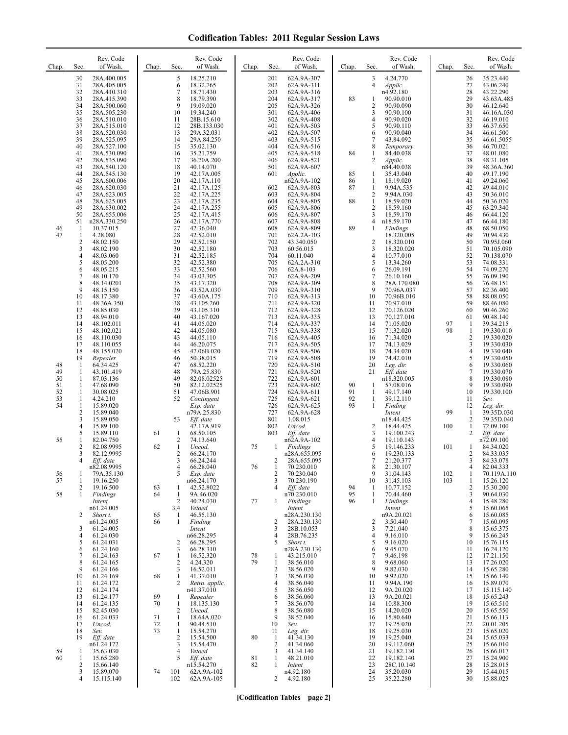# Codification Tables: 2011 Regular Session Laws

| Chap. | Sec. | Rev. Code of Wash. |
|---|---|---|
| | 30 | 28A.400.005 |
| | 31 | 28A.405.005 |
| | 32 | 28A.410.310 |
| | 33 | 28A.415.390 |
| | 34 | 28A.500.060 |
| | 35 | 28A.505.230 |
| | 36 | 28A.510.010 |
| | 37 | 28A.515.010 |
| | 38 | 28A.520.030 |
| | 39 | 28A.525.095 |
| | 40 | 28A.527.100 |
| | 41 | 28A.530.090 |
| | 42 | 28A.535.090 |
| | 43 | 28A.540.120 |
| | 44 | 28A.545.130 |
| | 45 | 28A.600.006 |
| | 46 | 28A.620.030 |
| | 47 | 28A.623.005 |
| | 48 | 28A.625.005 |
| | 49 | 28A.630.002 |
| | 50 | 28A.655.006 |
| | 51 | n28A.330.250 |
| 46 | 1 | 10.37.015 |
| 47 | 1 | 4.28.080 |
| | 2 | 48.02.150 |
| | 3 | 48.02.190 |
| | 4 | 48.03.060 |
| | 5 | 48.05.200 |
| | 6 | 48.05.215 |
| | 7 | 48.10.170 |
| | 8 | 48.14.0201 |
| | 9 | 48.15.150 |
| | 10 | 48.17.380 |
| | 11 | 48.36A.350 |
| | 12 | 48.85.030 |
| | 13 | 48.94.010 |
| | 14 | 48.102.011 |
| | 15 | 48.102.021 |
| | 16 | 48.110.030 |
| | 17 | 48.110.055 |
| | 18 | 48.155.020 |
| | 19 | *Repealer* |
| 48 | 1 | 64.34.425 |
| 49 | 1 | 43.101.419 |
| 50 | 1 | 87.03.136 |
| 51 | 1 | 47.68.090 |
| 52 | 1 | 30.08.025 |
| 53 | 1 | 4.24.210 |
| 54 | 1 | 15.89.020 |
| | 2 | 15.89.040 |
| | 3 | 15.89.050 |
| | 4 | 15.89.100 |
| | 5 | 15.89.110 |
| 55 | 1 | 82.04.750 |
| | 2 | 82.08.9995 |
| | 3 | 82.12.9995 |
| | 4 | *Eff. date* n82.08.9995 |
| 56 | 1 | 79A.35.130 |
| 57 | 1 | 19.16.250 |
| | 2 | 19.16.500 |
| 58 | 1 | *Findings Intent* n61.24.005 |
| | 2 | *Short t.* n61.24.005 |
| | 3 | 61.24.005 |
| | 4 | 61.24.030 |
| | 5 | 61.24.031 |
| | 6 | 61.24.160 |
| | 7 | 61.24.163 |
| | 8 | 61.24.165 |
| | 9 | 61.24.166 |
| | 10 | 61.24.169 |
| | 11 | 61.24.172 |
| | 12 | 61.24.174 |
| | 13 | 61.24.177 |
| | 14 | 61.24.135 |
| | 15 | 82.45.030 |
| | 16 | 61.24.033 |
| | 17 | *Uncod.* |
| | 18 | *Sev.* |
| | 19 | *Eff. date* n61.24.172 |
| 59 | 1 | 35.63.030 |
| 60 | 1 | 15.65.280 |
| | 2 | 15.66.140 |
| | 3 | 15.89.070 |
| | 4 | 15.115.140 |
| | 5 | 18.25.210 |
| | 6 | 18.32.765 |
| | 7 | 18.71.430 |
| | 8 | 18.79.390 |
| | 9 | 19.09.020 |
| | 10 | 19.34.240 |
| | 11 | 28B.15.610 |
| | 12 | 28B.133.030 |
| | 13 | 29A.32.031 |
| | 14 | 29A.84.250 |
| | 15 | 35.02.130 |
| | 16 | 35.21.759 |
| | 17 | 36.70A.200 |
| | 18 | 40.14.070 |
| | 19 | 42.17A.005 |
| | 20 | 42.17A.110 |
| | 21 | 42.17A.125 |
| | 22 | 42.17A.225 |
| | 23 | 42.17A.235 |
| | 24 | 42.17A.255 |
| | 25 | 42.17A.415 |
| | 26 | 42.17A.770 |
| | 27 | 42.36.040 |
| | 28 | 42.52.010 |
| | 29 | 42.52.150 |
| | 30 | 42.52.180 |
| | 31 | 42.52.185 |
| | 32 | 42.52.380 |
| | 33 | 42.52.560 |
| | 34 | 43.03.305 |
| | 35 | 43.17.320 |
| | 36 | 43.52A.030 |
| | 37 | 43.60A.175 |
| | 38 | 43.105.260 |
| | 39 | 43.105.310 |
| | 40 | 43.167.020 |
| | 41 | 44.05.020 |
| | 42 | 44.05.080 |
| | 43 | 44.05.110 |
| | 44 | 46.20.075 |
| | 45 | 47.06B.020 |
| | 46 | 50.38.015 |
| | 47 | 68.52.220 |
| | 48 | 79A.25.830 |
| | 49 | 82.08.02525 |
| | 50 | 82.12.02525 |
| | 51 | 47.06B.901 |
| | 52 | *Contingent Exp. date* n79A.25.830 |
| | 53 | *Eff. date* 42.17A.919 |
| 61 | 1 | 68.50.105 |
| | 2 | 74.13.640 |
| 62 | 1 | *Uncod.* |
| | 2 | 66.24.170 |
| | 3 | 66.24.244 |
| | 4 | 66.28.040 |
| | 5 | *Exp. date* n66.24.170 |
| 63 | 1 | 42.52.8022 |
| 64 | 1 | 9A.46.020 |
| | 2 | 40.24.030 |
| | 3,4 | *Vetoed* |
| 65 | 1 | 46.55.130 |
| 66 | 1 | *Finding Intent* n66.28.295 |
| | 2 | 66.28.295 |
| | 3 | 66.28.310 |
| 67 | 1 | 16.52.320 |
| | 2 | 4.24.320 |
| | 3 | 16.52.011 |
| 68 | 1 | 41.37.010 |
| | 2 | *Retro. applic.* n41.37.010 |
| 69 | 1 | *Repealer* |
| 70 | 1 | 18.135.130 |
| | 2 | *Uncod.* |
| 71 | 1 | 18.64A.020 |
| 72 | 1 | 90.44.510 |
| 73 | 1 | 15.54.270 |
| | 2 | 15.54.500 |
| | 3 | 15.54.470 |
| | 4 | *Vetoed* |
| | 5 | *Eff. date* n15.54.270 |
| 74 | 101 | 62A.9A-102 |
| | 102 | 62A.9A-105 |
| | 201 | 62A.9A-307 |
| | 202 | 62A.9A-311 |
| | 203 | 62A.9A-316 |
| | 204 | 62A.9A-317 |
| | 205 | 62A.9A-326 |
| | 301 | 62A.9A-406 |
| | 302 | 62A.9A-408 |
| | 401 | 62A.9A-503 |
| | 402 | 62A.9A-507 |
| | 403 | 62A.9A-515 |
| | 404 | 62A.9A-516 |
| | 405 | 62A.9A-518 |
| | 406 | 62A.9A-521 |
| | 501 | 62A.9A-607 |
| | 601 | *Applic.* n62A.9A-102 |
| | 602 | 62A.9A-803 |
| | 603 | 62A.9A-804 |
| | 604 | 62A.9A-805 |
| | 605 | 62A.9A-806 |
| | 606 | 62A.9A-807 |
| | 607 | 62A.9A-808 |
| | 608 | 62A.9A-809 |
| | 701 | 62A.2A-103 |
| | 702 | 43.340.050 |
| | 703 | 60.56.015 |
| | 704 | 60.11.040 |
| | 705 | 62A.2A-310 |
| | 706 | 62A.8-103 |
| | 707 | 62A.9A-209 |
| | 708 | 62A.9A-309 |
| | 709 | 62A.9A-310 |
| | 710 | 62A.9A-313 |
| | 711 | 62A.9A-320 |
| | 712 | 62A.9A-328 |
| | 713 | 62A.9A-335 |
| | 714 | 62A.9A-337 |
| | 715 | 62A.9A-338 |
| | 716 | 62A.9A-405 |
| | 717 | 62A.9A-505 |
| | 718 | 62A.9A-506 |
| | 719 | 62A.9A-508 |
| | 720 | 62A.9A-510 |
| | 721 | 62A.9A-520 |
| | 722 | 62A.9A-601 |
| | 723 | 62A.9A-602 |
| | 724 | 62A.9A-611 |
| | 725 | 62A.9A-621 |
| | 726 | 62A.9A-625 |
| | 727 | 62A.9A-628 |
| | 801 | 1.08.015 |
| | 802 | *Uncod.* |
| | 803 | *Eff. date* n62A.9A-102 |
| 75 | 1 | *Findings* n28A.655.095 |
| | 2 | 28A.655.095 |
| 76 | 1 | 70.230.010 |
| | 2 | 70.230.040 |
| | 3 | 70.230.190 |
| | 4 | *Eff. date* n70.230.010 |
| 77 | 1 | *Findings Intent* n28A.230.130 |
| | 2 | 28A.230.130 |
| | 3 | 28B.10.053 |
| | 4 | 28B.76.235 |
| | 5 | *Short t.* n28A.230.130 |
| 78 | 1 | 43.215.010 |
| 79 | 1 | 38.56.010 |
| | 2 | 38.56.020 |
| | 3 | 38.56.030 |
| | 4 | 38.56.040 |
| | 5 | 38.56.050 |
| | 6 | 38.56.060 |
| | 7 | 38.56.070 |
| | 8 | 38.56.080 |
| | 9 | 38.52.040 |
| | 10 | *Sev.* |
| | 11 | *Leg. dir.* |
| 80 | 1 | 41.34.130 |
| | 2 | 41.34.060 |
| | 3 | 41.34.140 |
| 81 | 1 | 48.21.010 |
| 82 | 1 | *Intent* n4.92.180 |
| | 2 | 4.92.180 |
| | 3 | 4.24.770 |
| | 4 | *Applic.* n4.92.180 |
| 83 | 1 | 90.90.010 |
| | 2 | 90.90.090 |
| | 3 | 90.90.100 |
| | 4 | 90.90.020 |
| | 5 | 90.90.110 |
| | 6 | 90.90.040 |
| | 7 | 43.84.092 |
| | 8 | *Temporary* |
| 84 | 1 | 84.40.038 |
| | 2 | *Applic.* n84.40.038 |
| 85 | 1 | 35.43.040 |
| 86 | 1 | 18.19.020 |
| 87 | 1 | 9.94A.535 |
| | 2 | 9.94A.030 |
| 88 | 1 | 18.59.020 |
| | 2 | 18.59.160 |
| | 3 | 18.59.170 |
| | 4 | n18.59.170 |
| 89 | 1 | *Findings* 18.320.005 |
| | 2 | 18.320.010 |
| | 3 | 18.320.020 |
| | 4 | 10.77.010 |
| | 5 | 13.34.260 |
| | 6 | 26.09.191 |
| | 7 | 26.10.160 |
| | 8 | 28A.170.080 |
| | 9 | 70.96A.037 |
| | 10 | 70.96B.010 |
| | 11 | 70.97.010 |
| | 12 | 70.126.020 |
| | 13 | 70.127.010 |
| | 14 | 71.05.020 |
| | 15 | 71.32.020 |
| | 16 | 71.34.020 |
| | 17 | 74.13.029 |
| | 18 | 74.34.020 |
| | 19 | 74.42.010 |
| | 20 | *Leg. dir.* |
| | 21 | *Eff. date* n18.320.005 |
| 90 | 1 | 57.08.016 |
| 91 | 1 | 49.17.140 |
| 92 | 1 | 39.12.110 |
| 93 | 1 | *Finding Intent* n18.44.425 |
| | 2 | 18.44.425 |
| | 3 | 19.100.243 |
| | 4 | 19.110.143 |
| | 5 | 19.146.233 |
| | 6 | 19.230.133 |
| | 7 | 21.20.377 |
| | 8 | 21.30.107 |
| | 9 | 31.04.143 |
| | 10 | 31.45.103 |
| 94 | 1 | 10.77.152 |
| 95 | 1 | 70.44.460 |
| 96 | 1 | *Findings Intent* n9A.20.021 |
| | 2 | 3.50.440 |
| | 3 | 7.21.040 |
| | 4 | 9.16.010 |
| | 5 | 9.16.020 |
| | 6 | 9.45.070 |
| | 7 | 9.46.198 |
| | 8 | 9.68.060 |
| | 9 | 9.82.030 |
| | 10 | 9.92.020 |
| | 11 | 9.94A.190 |
| | 12 | 9A.20.020 |
| | 13 | 9A.20.021 |
| | 14 | 10.88.300 |
| | 15 | 14.20.020 |
| | 16 | 15.80.640 |
| | 17 | 19.25.020 |
| | 18 | 19.25.030 |
| | 19 | 19.25.040 |
| | 20 | 19.112.060 |
| | 21 | 19.182.130 |
| | 22 | 19.182.140 |
| | 23 | 28C.10.140 |
| | 24 | 35.20.030 |
| | 25 | 35.22.280 |
| | 26 | 35.23.440 |
| | 27 | 43.06.240 |
| | 28 | 43.22.290 |
| | 29 | 43.63A.485 |
| | 30 | 46.12.640 |
| | 31 | 46.16A.030 |
| | 32 | 46.19.010 |
| | 33 | 46.37.650 |
| | 34 | 46.61.500 |
| | 35 | 46.61.5055 |
| | 36 | 46.70.021 |
| | 37 | 48.01.080 |
| | 38 | 48.31.105 |
| | 39 | 48.36A.360 |
| | 40 | 49.17.190 |
| | 41 | 49.24.060 |
| | 42 | 49.44.010 |
| | 43 | 50.36.010 |
| | 44 | 50.36.020 |
| | 45 | 63.29.340 |
| | 46 | 66.44.120 |
| | 47 | 66.44.180 |
| | 48 | 68.50.050 |
| | 49 | 70.94.430 |
| | 50 | 70.95J.060 |
| | 51 | 70.105.090 |
| | 52 | 70.138.070 |
| | 53 | 74.08.331 |
| | 54 | 74.09.270 |
| | 55 | 76.09.190 |
| | 56 | 76.48.151 |
| | 57 | 82.36.400 |
| | 58 | 88.08.050 |
| | 59 | 88.46.080 |
| | 60 | 90.46.260 |
| | 61 | 90.48.140 |
| 97 | 1 | 39.34.215 |
| 98 | 1 | 19.330.010 |
| | 2 | 19.330.020 |
| | 3 | 19.330.030 |
| | 4 | 19.330.040 |
| | 5 | 19.330.050 |
| | 6 | 19.330.060 |
| | 7 | 19.330.070 |
| | 8 | 19.330.080 |
| | 9 | 19.330.090 |
| | 10 | 19.330.100 |
| | 11 | *Sev.* |
| | 12 | *Leg. dir.* |
| 99 | 1 | 39.35D.030 |
| | 2 | 39.35D.040 |
| 100 | 1 | 72.09.100 |
| | 2 | *Eff. date* n72.09.100 |
| 101 | 1 | 84.34.020 |
| | 2 | 84.33.035 |
| | 3 | 84.33.078 |
| | 4 | 82.04.333 |
| 102 | 1 | 70.119A.110 |
| 103 | 1 | 15.26.120 |
| | 2 | 15.30.200 |
| | 3 | 90.64.030 |
| | 4 | 15.48.280 |
| | 5 | 15.60.065 |
| | 6 | 15.60.085 |
| | 7 | 15.60.095 |
| | 8 | 15.65.375 |
| | 9 | 15.66.245 |
| | 10 | 15.76.115 |
| | 11 | 16.24.120 |
| | 12 | 17.21.150 |
| | 13 | 17.26.020 |
| | 14 | 15.65.280 |
| | 15 | 15.66.140 |
| | 16 | 15.89.070 |
| | 17 | 15.115.140 |
| | 18 | 15.65.243 |
| | 19 | 15.65.510 |
| | 20 | 15.65.550 |
| | 21 | 15.66.113 |
| | 22 | 20.01.205 |
| | 23 | 15.65.020 |
| | 24 | 15.65.033 |
| | 25 | 15.66.010 |
| | 26 | 15.66.017 |
| | 27 | 15.24.900 |
| | 28 | 15.28.015 |
| | 29 | 15.44.015 |
| | 30 | 15.88.025 |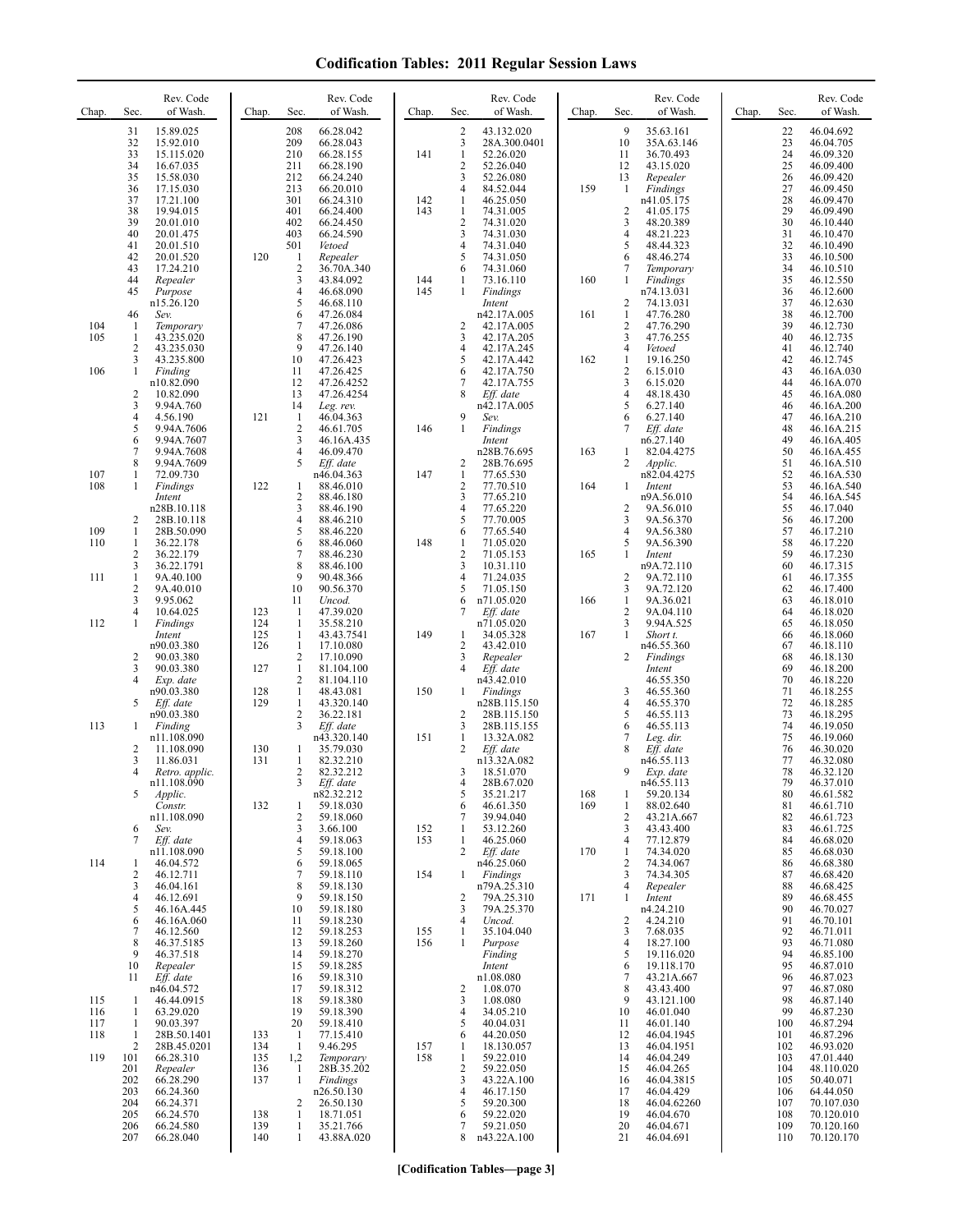# Codification Tables: 2011 Regular Session Laws

| Chap. | Sec. | Rev. Code of Wash. |
|---|---|---|
| | 31 | 15.89.025 |
| | 32 | 15.92.010 |
| | 33 | 15.115.020 |
| | 34 | 16.67.035 |
| | 35 | 15.58.030 |
| | 36 | 17.15.030 |
| | 37 | 17.21.100 |
| | 38 | 19.94.015 |
| | 39 | 20.01.010 |
| | 40 | 20.01.475 |
| | 41 | 20.01.510 |
| | 42 | 20.01.520 |
| | 43 | 17.24.210 |
| | 44 | *Repealer* |
| | 45 | *Purpose* n15.26.120 |
| | 46 | *Sev.* |
| 104 | 1 | *Temporary* |
| 105 | 1 | 43.235.020 |
| | 2 | 43.235.030 |
| | 3 | 43.235.800 |
| 106 | 1 | *Finding* n10.82.090 |
| | 2 | 10.82.090 |
| | 3 | 9.94A.760 |
| | 4 | 4.56.190 |
| | 5 | 9.94A.7606 |
| | 6 | 9.94A.7607 |
| | 7 | 9.94A.7608 |
| | 8 | 9.94A.7609 |
| 107 | 1 | 72.09.730 |
| 108 | 1 | *Findings Intent* n28B.10.118 |
| | 2 | 28B.10.118 |
| 109 | 1 | 28B.50.090 |
| 110 | 1 | 36.22.178 |
| | 2 | 36.22.179 |
| | 3 | 36.22.1791 |
| 111 | 1 | 9A.40.100 |
| | 2 | 9A.40.010 |
| | 3 | 9.95.062 |
| | 4 | 10.64.025 |
| 112 | 1 | *Findings Intent* n90.03.380 |
| | 2 | 90.03.380 |
| | 3 | 90.03.380 |
| | 4 | *Exp. date* n90.03.380 |
| | 5 | *Eff. date* n90.03.380 |
| 113 | 1 | *Finding* n11.108.090 |
| | 2 | 11.108.090 |
| | 3 | 11.86.031 |
| | 4 | *Retro. applic.* n11.108.090 |
| | 5 | *Applic. Constr.* n11.108.090 |
| | 6 | *Sev.* |
| | 7 | *Eff. date* n11.108.090 |
| 114 | 1 | 46.04.572 |
| | 2 | 46.12.711 |
| | 3 | 46.04.161 |
| | 4 | 46.12.691 |
| | 5 | 46.16A.445 |
| | 6 | 46.16A.060 |
| | 7 | 46.12.560 |
| | 8 | 46.37.5185 |
| | 9 | 46.37.518 |
| | 10 | *Repealer* |
| | 11 | *Eff. date* n46.04.572 |
| 115 | 1 | 46.44.0915 |
| 116 | 1 | 63.29.020 |
| 117 | 1 | 90.03.397 |
| 118 | 1 | 28B.50.1401 |
| | 2 | 28B.45.0201 |
| 119 | 101 | 66.28.310 |
| | 201 | *Repealer* |
| | 202 | 66.28.290 |
| | 203 | 66.24.360 |
| | 204 | 66.24.371 |
| | 205 | 66.24.570 |
| | 206 | 66.24.580 |
| | 207 | 66.28.040 |
| | 208 | 66.28.042 |
| | 209 | 66.28.043 |
| | 210 | 66.28.155 |
| | 211 | 66.28.190 |
| | 212 | 66.24.240 |
| | 213 | 66.20.010 |
| | 301 | 66.24.310 |
| | 401 | 66.24.400 |
| | 402 | 66.24.450 |
| | 403 | 66.24.590 |
| | 501 | *Vetoed* |
| 120 | 1 | *Repealer* |
| | 2 | 36.70A.340 |
| | 3 | 43.84.092 |
| | 4 | 46.68.090 |
| | 5 | 46.68.110 |
| | 6 | 47.26.084 |
| | 7 | 47.26.086 |
| | 8 | 47.26.190 |
| | 9 | 47.26.140 |
| | 10 | 47.26.423 |
| | 11 | 47.26.425 |
| | 12 | 47.26.4252 |
| | 13 | 47.26.4254 |
| | 14 | *Leg. rev.* |
| 121 | 1 | 46.04.363 |
| | 2 | 46.61.705 |
| | 3 | 46.16A.435 |
| | 4 | 46.09.470 |
| | 5 | *Eff. date* n46.04.363 |
| 122 | 1 | 88.46.010 |
| | 2 | 88.46.180 |
| | 3 | 88.46.190 |
| | 4 | 88.46.210 |
| | 5 | 88.46.220 |
| | 6 | 88.46.060 |
| | 7 | 88.46.230 |
| | 8 | 88.46.100 |
| | 9 | 90.48.366 |
| | 10 | 90.56.370 |
| | 11 | *Uncod.* |
| 123 | 1 | 47.39.020 |
| 124 | 1 | 35.58.210 |
| 125 | 1 | 43.43.7541 |
| 126 | 1 | 17.10.080 |
| | 2 | 17.10.090 |
| 127 | 1 | 81.104.100 |
| | 2 | 81.104.110 |
| 128 | 1 | 48.43.081 |
| 129 | 1 | 43.320.140 |
| | 2 | 36.22.181 |
| | 3 | *Eff. date* n43.320.140 |
| 130 | 1 | 35.79.030 |
| 131 | 1 | 82.32.210 |
| | 2 | 82.32.212 |
| | 3 | *Eff. date* n82.32.212 |
| 132 | 1 | 59.18.030 |
| | 2 | 59.18.060 |
| | 3 | 3.66.100 |
| | 4 | 59.18.063 |
| | 5 | 59.18.100 |
| | 6 | 59.18.065 |
| | 7 | 59.18.110 |
| | 8 | 59.18.130 |
| | 9 | 59.18.150 |
| | 10 | 59.18.180 |
| | 11 | 59.18.230 |
| | 12 | 59.18.253 |
| | 13 | 59.18.260 |
| | 14 | 59.18.270 |
| | 15 | 59.18.285 |
| | 16 | 59.18.310 |
| | 17 | 59.18.312 |
| | 18 | 59.18.380 |
| | 19 | 59.18.390 |
| | 20 | 59.18.410 |
| 133 | 1 | 77.15.410 |
| 134 | 1 | 9.46.295 |
| 135 | 1,2 | *Temporary* |
| 136 | 1 | 28B.35.202 |
| 137 | 1 | *Findings* n26.50.130 |
| | 2 | 26.50.130 |
| 138 | 1 | 18.71.051 |
| 139 | 1 | 35.21.766 |
| 140 | 1 | 43.88A.020 |
| | 2 | 43.132.020 |
| | 3 | 28A.300.0401 |
| 141 | 1 | 52.26.020 |
| | 2 | 52.26.040 |
| | 3 | 52.26.080 |
| | 4 | 84.52.044 |
| 142 | 1 | 46.25.050 |
| 143 | 1 | 74.31.005 |
| | 2 | 74.31.020 |
| | 3 | 74.31.030 |
| | 4 | 74.31.040 |
| | 5 | 74.31.050 |
| | 6 | 74.31.060 |
| 144 | 1 | 73.16.110 |
| 145 | 1 | *Findings Intent* n42.17A.005 |
| | 2 | 42.17A.005 |
| | 3 | 42.17A.205 |
| | 4 | 42.17A.245 |
| | 5 | 42.17A.442 |
| | 6 | 42.17A.750 |
| | 7 | 42.17A.755 |
| | 8 | *Eff. date* n42.17A.005 |
| | 9 | *Sev.* |
| 146 | 1 | *Findings Intent* n28B.76.695 |
| | 2 | 28B.76.695 |
| 147 | 1 | 77.65.530 |
| | 2 | 77.70.510 |
| | 3 | 77.65.210 |
| | 4 | 77.65.220 |
| | 5 | 77.70.005 |
| | 6 | 77.65.540 |
| 148 | 1 | 71.05.020 |
| | 2 | 71.05.153 |
| | 3 | 10.31.110 |
| | 4 | 71.24.035 |
| | 5 | 71.05.150 |
| | 6 | n71.05.020 |
| | 7 | *Eff. date* n71.05.020 |
| 149 | 1 | 34.05.328 |
| | 2 | 43.42.010 |
| | 3 | *Repealer* |
| | 4 | *Eff. date* n43.42.010 |
| 150 | 1 | *Findings* n28B.115.150 |
| | 2 | 28B.115.150 |
| | 3 | 28B.115.155 |
| 151 | 1 | 13.32A.082 |
| | 2 | *Eff. date* n13.32A.082 |
| | 3 | 18.51.070 |
| | 4 | 28B.67.020 |
| | 5 | 35.21.217 |
| | 6 | 46.61.350 |
| | 7 | 39.94.040 |
| 152 | 1 | 53.12.260 |
| 153 | 1 | 46.25.060 |
| | 2 | *Eff. date* n46.25.060 |
| 154 | 1 | *Findings* n79A.25.310 |
| | 2 | 79A.25.310 |
| | 3 | 79A.25.370 |
| | 4 | *Uncod.* |
| 155 | 1 | 35.104.040 |
| 156 | 1 | *Purpose Finding Intent* n1.08.080 |
| | 2 | 1.08.070 |
| | 3 | 1.08.080 |
| | 4 | 34.05.210 |
| | 5 | 40.04.031 |
| | 6 | 44.20.050 |
| 157 | 1 | 18.130.057 |
| 158 | 1 | 59.22.010 |
| | 2 | 59.22.050 |
| | 3 | 43.22A.100 |
| | 4 | 46.17.150 |
| | 5 | 59.20.300 |
| | 6 | 59.22.020 |
| | 7 | 59.21.050 |
| | 8 | n43.22A.100 |
| | 9 | 35.63.161 |
| | 10 | 35A.63.146 |
| | 11 | 36.70.493 |
| | 12 | 43.15.020 |
| | 13 | *Repealer* |
| 159 | 1 | *Findings* n41.05.175 |
| | 2 | 41.05.175 |
| | 3 | 48.20.389 |
| | 4 | 48.21.223 |
| | 5 | 48.44.323 |
| | 6 | 48.46.274 |
| | 7 | *Temporary* |
| 160 | 1 | *Findings* n74.13.031 |
| | 2 | 74.13.031 |
| 161 | 1 | 47.76.280 |
| | 2 | 47.76.290 |
| | 3 | 47.76.255 |
| | 4 | *Vetoed* |
| 162 | 1 | 19.16.250 |
| | 2 | 6.15.010 |
| | 3 | 6.15.020 |
| | 4 | 48.18.430 |
| | 5 | 6.27.140 |
| | 6 | 6.27.140 |
| | 7 | *Eff. date* n6.27.140 |
| 163 | 1 | 82.04.4275 |
| | 2 | *Applic.* n82.04.4275 |
| 164 | 1 | *Intent* n9A.56.010 |
| | 2 | 9A.56.010 |
| | 3 | 9A.56.370 |
| | 4 | 9A.56.380 |
| | 5 | 9A.56.390 |
| 165 | 1 | *Intent* n9A.72.110 |
| | 2 | 9A.72.110 |
| | 3 | 9A.72.120 |
| 166 | 1 | 9A.36.021 |
| | 2 | 9A.04.110 |
| | 3 | 9.94A.525 |
| 167 | 1 | *Short t.* n46.55.360 |
| | 2 | *Findings Intent* 46.55.350 |
| | 3 | 46.55.360 |
| | 4 | 46.55.370 |
| | 5 | 46.55.113 |
| | 6 | 46.55.113 |
| | 7 | *Leg. dir.* |
| | 8 | *Eff. date* n46.55.113 |
| | 9 | *Exp. date* n46.55.113 |
| 168 | 1 | 59.20.134 |
| 169 | 1 | 88.02.640 |
| | 2 | 43.21A.667 |
| | 3 | 43.43.400 |
| | 4 | 77.12.879 |
| 170 | 1 | 74.34.020 |
| | 2 | 74.34.067 |
| | 3 | 74.34.305 |
| | 4 | *Repealer* |
| 171 | 1 | *Intent* n4.24.210 |
| | 2 | 4.24.210 |
| | 3 | 7.68.035 |
| | 4 | 18.27.100 |
| | 5 | 19.116.020 |
| | 6 | 19.118.170 |
| | 7 | 43.21A.667 |
| | 8 | 43.43.400 |
| | 9 | 43.121.100 |
| | 10 | 46.01.040 |
| | 11 | 46.01.140 |
| | 12 | 46.04.1945 |
| | 13 | 46.04.1951 |
| | 14 | 46.04.249 |
| | 15 | 46.04.265 |
| | 16 | 46.04.3815 |
| | 17 | 46.04.429 |
| | 18 | 46.04.62260 |
| | 19 | 46.04.670 |
| | 20 | 46.04.671 |
| | 21 | 46.04.691 |
| | 22 | 46.04.692 |
| | 23 | 46.04.705 |
| | 24 | 46.09.320 |
| | 25 | 46.09.400 |
| | 26 | 46.09.420 |
| | 27 | 46.09.450 |
| | 28 | 46.09.470 |
| | 29 | 46.09.490 |
| | 30 | 46.10.440 |
| | 31 | 46.10.470 |
| | 32 | 46.10.490 |
| | 33 | 46.10.500 |
| | 34 | 46.10.510 |
| | 35 | 46.12.550 |
| | 36 | 46.12.600 |
| | 37 | 46.12.630 |
| | 38 | 46.12.700 |
| | 39 | 46.12.730 |
| | 40 | 46.12.735 |
| | 41 | 46.12.740 |
| | 42 | 46.12.745 |
| | 43 | 46.16A.030 |
| | 44 | 46.16A.070 |
| | 45 | 46.16A.080 |
| | 46 | 46.16A.200 |
| | 47 | 46.16A.210 |
| | 48 | 46.16A.215 |
| | 49 | 46.16A.405 |
| | 50 | 46.16A.455 |
| | 51 | 46.16A.510 |
| | 52 | 46.16A.530 |
| | 53 | 46.16A.540 |
| | 54 | 46.16A.545 |
| | 55 | 46.17.040 |
| | 56 | 46.17.200 |
| | 57 | 46.17.210 |
| | 58 | 46.17.220 |
| | 59 | 46.17.230 |
| | 60 | 46.17.315 |
| | 61 | 46.17.355 |
| | 62 | 46.17.400 |
| | 63 | 46.18.010 |
| | 64 | 46.18.020 |
| | 65 | 46.18.050 |
| | 66 | 46.18.060 |
| | 67 | 46.18.110 |
| | 68 | 46.18.130 |
| | 69 | 46.18.200 |
| | 70 | 46.18.220 |
| | 71 | 46.18.255 |
| | 72 | 46.18.285 |
| | 73 | 46.18.295 |
| | 74 | 46.19.050 |
| | 75 | 46.19.060 |
| | 76 | 46.30.020 |
| | 77 | 46.32.080 |
| | 78 | 46.32.120 |
| | 79 | 46.37.010 |
| | 80 | 46.61.582 |
| | 81 | 46.61.710 |
| | 82 | 46.61.723 |
| | 83 | 46.61.725 |
| | 84 | 46.68.020 |
| | 85 | 46.68.030 |
| | 86 | 46.68.380 |
| | 87 | 46.68.420 |
| | 88 | 46.68.425 |
| | 89 | 46.68.455 |
| | 90 | 46.70.027 |
| | 91 | 46.70.101 |
| | 92 | 46.71.011 |
| | 93 | 46.71.080 |
| | 94 | 46.85.100 |
| | 95 | 46.87.010 |
| | 96 | 46.87.023 |
| | 97 | 46.87.080 |
| | 98 | 46.87.140 |
| | 99 | 46.87.230 |
| | 100 | 46.87.294 |
| | 101 | 46.87.296 |
| | 102 | 46.93.020 |
| | 103 | 47.01.440 |
| | 104 | 48.110.020 |
| | 105 | 50.40.071 |
| | 106 | 64.44.050 |
| | 107 | 70.107.030 |
| | 108 | 70.120.010 |
| | 109 | 70.120.160 |
| | 110 | 70.120.170 |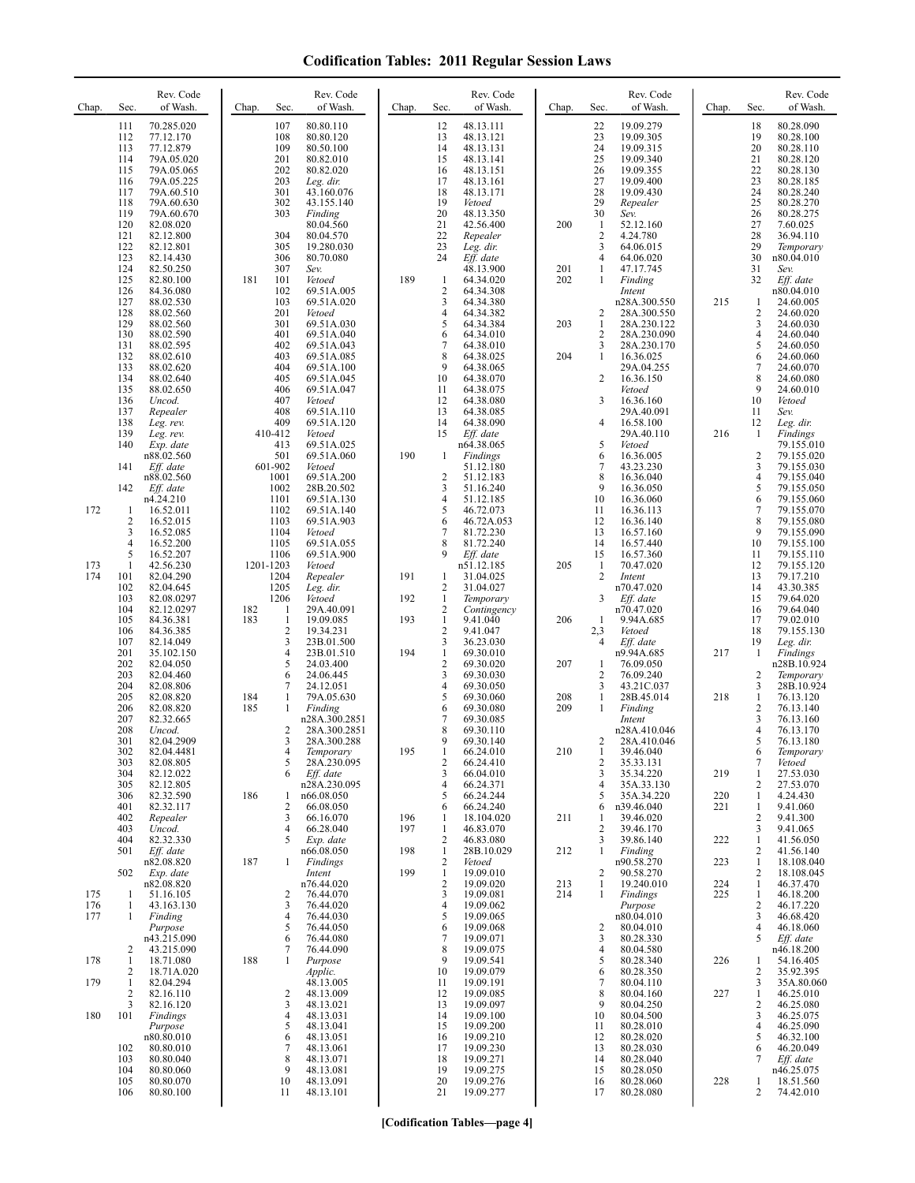# Codification Tables: 2011 Regular Session Laws

| Chap. | Sec. | Rev. Code of Wash. |
|---|---|---|
| | 111 | 70.285.020 |
| | 112 | 77.12.170 |
| | 113 | 77.12.879 |
| | 114 | 79A.05.020 |
| | 115 | 79A.05.065 |
| | 116 | 79A.05.225 |
| | 117 | 79A.60.510 |
| | 118 | 79A.60.630 |
| | 119 | 79A.60.670 |
| | 120 | 82.08.020 |
| | 121 | 82.12.800 |
| | 122 | 82.12.801 |
| | 123 | 82.14.430 |
| | 124 | 82.50.250 |
| | 125 | 82.80.100 |
| | 126 | 84.36.080 |
| | 127 | 88.02.530 |
| | 128 | 88.02.560 |
| | 129 | 88.02.560 |
| | 130 | 88.02.590 |
| | 131 | 88.02.595 |
| | 132 | 88.02.610 |
| | 133 | 88.02.620 |
| | 134 | 88.02.640 |
| | 135 | 88.02.650 |
| | 136 | *Uncod.* |
| | 137 | *Repealer* |
| | 138 | *Leg. rev.* |
| | 139 | *Leg. rev.* |
| | 140 | *Exp. date* n88.02.560 |
| | 141 | *Eff. date* n88.02.560 |
| | 142 | *Eff. date* n4.24.210 |
| 172 | 1 | 16.52.011 |
| | 2 | 16.52.015 |
| | 3 | 16.52.085 |
| | 4 | 16.52.200 |
| | 5 | 16.52.207 |
| 173 | 1 | 42.56.230 |
| 174 | 101 | 82.04.290 |
| | 102 | 82.04.645 |
| | 103 | 82.08.0297 |
| | 104 | 82.12.0297 |
| | 105 | 84.36.381 |
| | 106 | 84.36.385 |
| | 107 | 82.14.049 |
| | 201 | 35.102.150 |
| | 202 | 82.04.050 |
| | 203 | 82.04.460 |
| | 204 | 82.08.806 |
| | 205 | 82.08.820 |
| | 206 | 82.08.820 |
| | 207 | 82.32.665 |
| | 208 | *Uncod.* |
| | 301 | 82.04.2909 |
| | 302 | 82.04.4481 |
| | 303 | 82.08.805 |
| | 304 | 82.12.022 |
| | 305 | 82.12.805 |
| | 306 | 82.32.590 |
| | 401 | 82.32.117 |
| | 402 | *Repealer* |
| | 403 | *Uncod.* |
| | 404 | 82.32.330 |
| | 501 | *Eff. date* n82.08.820 |
| | 502 | *Exp. date* n82.08.820 |
| 175 | 1 | 51.16.105 |
| 176 | 1 | 43.163.130 |
| 177 | 1 | *Finding Purpose* n43.215.090 |
| | 2 | 43.215.090 |
| 178 | 1 | 18.71.080 |
| | 2 | 18.71A.020 |
| 179 | 1 | 82.04.294 |
| | 2 | 82.16.110 |
| | 3 | 82.16.120 |
| 180 | 101 | *Findings Purpose* n80.80.010 |
| | 102 | 80.80.010 |
| | 103 | 80.80.040 |
| | 104 | 80.80.060 |
| | 105 | 80.80.070 |
| | 106 | 80.80.100 |
| | 107 | 80.80.110 |
| | 108 | 80.80.120 |
| | 109 | 80.50.100 |
| | 201 | 80.82.010 |
| | 202 | 80.82.020 |
| | 203 | *Leg. dir.* |
| | 301 | 43.160.076 |
| | 302 | 43.155.140 |
| | 303 | *Finding* 80.04.560 |
| | 304 | 80.04.570 |
| | 305 | 19.280.030 |
| | 306 | 80.70.080 |
| | 307 | *Sev.* |
| 181 | 101 | *Vetoed* |
| | 102 | 69.51A.005 |
| | 103 | 69.51A.020 |
| | 201 | *Vetoed* |
| | 301 | 69.51A.030 |
| | 401 | 69.51A.040 |
| | 402 | 69.51A.043 |
| | 403 | 69.51A.085 |
| | 404 | 69.51A.100 |
| | 405 | 69.51A.045 |
| | 406 | 69.51A.047 |
| | 407 | *Vetoed* |
| | 408 | 69.51A.110 |
| | 409 | 69.51A.120 |
| | 410-412 | *Vetoed* |
| | 413 | 69.51A.025 |
| | 501 | 69.51A.060 |
| | 601-902 | *Vetoed* |
| | 1001 | 69.51A.200 |
| | 1002 | 28B.20.502 |
| | 1101 | 69.51A.130 |
| | 1102 | 69.51A.140 |
| | 1103 | 69.51A.903 |
| | 1104 | *Vetoed* |
| | 1105 | 69.51A.055 |
| | 1106 | 69.51A.900 |
| | 1201-1203 | *Vetoed* |
| | 1204 | *Repealer* |
| | 1205 | *Leg. dir.* |
| | 1206 | *Vetoed* |
| 182 | 1 | 29A.40.091 |
| 183 | 1 | 19.09.085 |
| | 2 | 19.34.231 |
| | 3 | 23B.01.500 |
| | 4 | 23B.01.510 |
| | 5 | 24.03.400 |
| | 6 | 24.06.445 |
| | 7 | 24.12.051 |
| 184 | 1 | 79A.05.630 |
| 185 | 1 | *Finding* n28A.300.2851 |
| | 2 | 28A.300.2851 |
| | 3 | 28A.300.288 |
| | 4 | *Temporary* |
| | 5 | 28A.230.095 |
| | 6 | *Eff. date* n28A.230.095 |
| 186 | 1 | n66.08.050 |
| | 2 | 66.08.050 |
| | 3 | 66.16.070 |
| | 4 | 66.28.040 |
| | 5 | *Exp. date* n66.08.050 |
| 187 | 1 | *Findings Intent* n76.44.020 |
| | 2 | 76.44.070 |
| | 3 | 76.44.020 |
| | 4 | 76.44.030 |
| | 5 | 76.44.050 |
| | 6 | 76.44.080 |
| | 7 | 76.44.090 |
| 188 | 1 | *Purpose Applic.* 48.13.005 |
| | 2 | 48.13.009 |
| | 3 | 48.13.021 |
| | 4 | 48.13.031 |
| | 5 | 48.13.041 |
| | 6 | 48.13.051 |
| | 7 | 48.13.061 |
| | 8 | 48.13.071 |
| | 9 | 48.13.081 |
| | 10 | 48.13.091 |
| | 11 | 48.13.101 |
| | 12 | 48.13.111 |
| | 13 | 48.13.121 |
| | 14 | 48.13.131 |
| | 15 | 48.13.141 |
| | 16 | 48.13.151 |
| | 17 | 48.13.161 |
| | 18 | 48.13.171 |
| | 19 | *Vetoed* |
| | 20 | 48.13.350 |
| | 21 | 42.56.400 |
| | 22 | *Repealer* |
| | 23 | *Leg. dir.* |
| | 24 | *Eff. date* 48.13.900 |
| 189 | 1 | 64.34.020 |
| | 2 | 64.34.308 |
| | 3 | 64.34.380 |
| | 4 | 64.34.382 |
| | 5 | 64.34.384 |
| | 6 | 64.34.010 |
| | 7 | 64.38.010 |
| | 8 | 64.38.025 |
| | 9 | 64.38.065 |
| | 10 | 64.38.070 |
| | 11 | 64.38.075 |
| | 12 | 64.38.080 |
| | 13 | 64.38.085 |
| | 14 | 64.38.090 |
| | 15 | *Eff. date* n64.38.065 |
| 190 | 1 | *Findings* 51.12.180 |
| | 2 | 51.12.183 |
| | 3 | 51.16.240 |
| | 4 | 51.12.185 |
| | 5 | 46.72.073 |
| | 6 | 46.72A.053 |
| | 7 | 81.72.230 |
| | 8 | 81.72.240 |
| | 9 | *Eff. date* n51.12.185 |
| 191 | 1 | 31.04.025 |
| | 2 | 31.04.027 |
| 192 | 1 | *Temporary* |
| | 2 | *Contingency* |
| 193 | 1 | 9.41.040 |
| | 2 | 9.41.047 |
| | 3 | 36.23.030 |
| 194 | 1 | 69.30.010 |
| | 2 | 69.30.020 |
| | 3 | 69.30.030 |
| | 4 | 69.30.050 |
| | 5 | 69.30.060 |
| | 6 | 69.30.080 |
| | 7 | 69.30.085 |
| | 8 | 69.30.110 |
| | 9 | 69.30.140 |
| 195 | 1 | 66.24.010 |
| | 2 | 66.24.410 |
| | 3 | 66.04.010 |
| | 4 | 66.24.371 |
| | 5 | 66.24.244 |
| | 6 | 66.24.240 |
| 196 | 1 | 18.104.020 |
| 197 | 1 | 46.83.070 |
| | 2 | 46.83.080 |
| 198 | 1 | 28B.10.029 |
| | 2 | *Vetoed* |
| 199 | 1 | 19.09.010 |
| | 2 | 19.09.020 |
| | 3 | 19.09.081 |
| | 4 | 19.09.062 |
| | 5 | 19.09.065 |
| | 6 | 19.09.068 |
| | 7 | 19.09.071 |
| | 8 | 19.09.075 |
| | 9 | 19.09.541 |
| | 10 | 19.09.079 |
| | 11 | 19.09.191 |
| | 12 | 19.09.085 |
| | 13 | 19.09.097 |
| | 14 | 19.09.100 |
| | 15 | 19.09.200 |
| | 16 | 19.09.210 |
| | 17 | 19.09.230 |
| | 18 | 19.09.271 |
| | 19 | 19.09.275 |
| | 20 | 19.09.276 |
| | 21 | 19.09.277 |
| | 22 | 19.09.279 |
| | 23 | 19.09.305 |
| | 24 | 19.09.315 |
| | 25 | 19.09.340 |
| | 26 | 19.09.355 |
| | 27 | 19.09.400 |
| | 28 | 19.09.430 |
| | 29 | *Repealer* |
| | 30 | *Sev.* |
| 200 | 1 | 52.12.160 |
| | 2 | 4.24.780 |
| | 3 | 64.06.015 |
| | 4 | 64.06.020 |
| 201 | 1 | 47.17.745 |
| 202 | 1 | *Finding Intent* n28A.300.550 |
| | 2 | 28A.300.550 |
| 203 | 1 | 28A.230.122 |
| | 2 | 28A.230.090 |
| | 3 | 28A.230.170 |
| 204 | 1 | 16.36.025 29A.04.255 |
| | 2 | 16.36.150 *Vetoed* |
| | 3 | 16.36.160 29A.40.091 |
| | 4 | 16.58.100 29A.40.110 |
| | 5 | *Vetoed* |
| | 6 | 16.36.005 |
| | 7 | 43.23.230 |
| | 8 | 16.36.040 |
| | 9 | 16.36.050 |
| | 10 | 16.36.060 |
| | 11 | 16.36.113 |
| | 12 | 16.36.140 |
| | 13 | 16.57.160 |
| | 14 | 16.57.440 |
| | 15 | 16.57.360 |
| 205 | 1 | 70.47.020 |
| | 2 | *Intent* n70.47.020 |
| | 3 | *Eff. date* n70.47.020 |
| 206 | 1 | 9.94A.685 |
| | 2,3 | *Vetoed* |
| | 4 | *Eff. date* n9.94A.685 |
| 207 | 1 | 76.09.050 |
| | 2 | 76.09.240 |
| | 3 | 43.21C.037 |
| 208 | 1 | 28B.45.014 |
| 209 | 1 | *Finding Intent* n28A.410.046 |
| | 2 | 28A.410.046 |
| 210 | 1 | 39.46.040 |
| | 2 | 35.33.131 |
| | 3 | 35.34.220 |
| | 4 | 35A.33.130 |
| | 5 | 35A.34.220 |
| | 6 | n39.46.040 |
| 211 | 1 | 39.46.020 |
| | 2 | 39.46.170 |
| | 3 | 39.86.140 |
| 212 | 1 | *Finding* n90.58.270 |
| | 2 | 90.58.270 |
| 213 | 1 | 19.240.010 |
| 214 | 1 | *Findings Purpose* n80.04.010 |
| | 2 | 80.04.010 |
| | 3 | 80.28.330 |
| | 4 | 80.04.580 |
| | 5 | 80.28.340 |
| | 6 | 80.28.350 |
| | 7 | 80.04.110 |
| | 8 | 80.04.160 |
| | 9 | 80.04.250 |
| | 10 | 80.04.500 |
| | 11 | 80.28.010 |
| | 12 | 80.28.020 |
| | 13 | 80.28.030 |
| | 14 | 80.28.040 |
| | 15 | 80.28.050 |
| | 16 | 80.28.060 |
| | 17 | 80.28.080 |
| | 18 | 80.28.090 |
| | 19 | 80.28.100 |
| | 20 | 80.28.110 |
| | 21 | 80.28.120 |
| | 22 | 80.28.130 |
| | 23 | 80.28.185 |
| | 24 | 80.28.240 |
| | 25 | 80.28.270 |
| | 26 | 80.28.275 |
| | 27 | 7.60.025 |
| | 28 | 36.94.110 |
| | 29 | *Temporary* |
| | 30 | n80.04.010 |
| | 31 | *Sev.* |
| | 32 | *Eff. date* n80.04.010 |
| 215 | 1 | 24.60.005 |
| | 2 | 24.60.020 |
| | 3 | 24.60.030 |
| | 4 | 24.60.040 |
| | 5 | 24.60.050 |
| | 6 | 24.60.060 |
| | 7 | 24.60.070 |
| | 8 | 24.60.080 |
| | 9 | 24.60.010 |
| | 10 | *Vetoed* |
| | 11 | *Sev.* |
| | 12 | *Leg. dir.* |
| 216 | 1 | *Findings* 79.155.010 |
| | 2 | 79.155.020 |
| | 3 | 79.155.030 |
| | 4 | 79.155.040 |
| | 5 | 79.155.050 |
| | 6 | 79.155.060 |
| | 7 | 79.155.070 |
| | 8 | 79.155.080 |
| | 9 | 79.155.090 |
| | 10 | 79.155.100 |
| | 11 | 79.155.110 |
| | 12 | 79.155.120 |
| | 13 | 79.17.210 |
| | 14 | 43.30.385 |
| | 15 | 79.64.020 |
| | 16 | 79.64.040 |
| | 17 | 79.02.010 |
| | 18 | 79.155.130 |
| | 19 | *Leg. dir.* |
| 217 | 1 | *Findings* n28B.10.924 |
| | 2 | *Temporary* |
| | 3 | 28B.10.924 |
| 218 | 1 | 76.13.120 |
| | 2 | 76.13.140 |
| | 3 | 76.13.160 |
| | 4 | 76.13.170 |
| | 5 | 76.13.180 |
| | 6 | *Temporary* |
| | 7 | *Vetoed* |
| 219 | 1 | 27.53.030 |
| | 2 | 27.53.070 |
| 220 | 1 | 4.24.430 |
| 221 | 1 | 9.41.060 |
| | 2 | 9.41.300 |
| | 3 | 9.41.065 |
| 222 | 1 | 41.56.050 |
| | 2 | 41.56.140 |
| 223 | 1 | 18.108.040 |
| | 2 | 18.108.045 |
| 224 | 1 | 46.37.470 |
| 225 | 1 | 46.18.200 |
| | 2 | 46.17.220 |
| | 3 | 46.68.420 |
| | 4 | 46.18.060 |
| | 5 | *Eff. date* n46.18.200 |
| 226 | 1 | 54.16.405 |
| | 2 | 35.92.395 |
| | 3 | 35A.80.060 |
| 227 | 1 | 46.25.010 |
| | 2 | 46.25.080 |
| | 3 | 46.25.075 |
| | 4 | 46.25.090 |
| | 5 | 46.32.100 |
| | 6 | 46.20.049 |
| | 7 | *Eff. date* n46.25.075 |
| 228 | 1 | 18.51.560 |
| | 2 | 74.42.010 |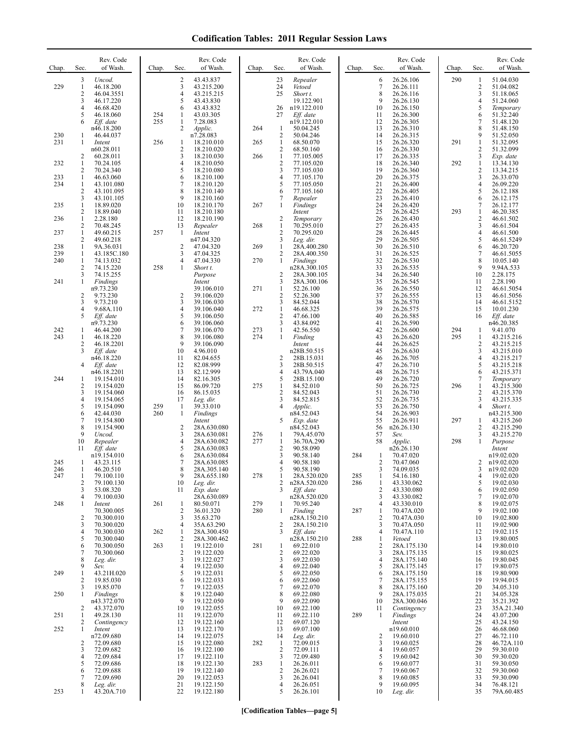# Codification Tables: 2011 Regular Session Laws

| Chap. | Sec. | Rev. Code of Wash. |
|---|---|---|
| | 3 | *Uncod.* |
| 229 | 1 | 46.18.200 |
| | 2 | 46.04.3551 |
| | 3 | 46.17.220 |
| | 4 | 46.68.420 |
| | 5 | 46.18.060 |
| | 6 | *Eff. date* n46.18.200 |
| 230 | 1 | 46.44.037 |
| 231 | 1 | *Intent* n60.28.011 |
| | 2 | 60.28.011 |
| 232 | 1 | 70.24.105 |
| | 2 | 70.24.340 |
| 233 | 1 | 46.63.060 |
| 234 | 1 | 43.101.080 |
| | 2 | 43.101.095 |
| | 3 | 43.101.105 |
| 235 | 1 | 18.89.020 |
| | 2 | 18.89.040 |
| 236 | 1 | 2.28.180 |
| | 2 | 70.48.245 |
| 237 | 1 | 49.60.215 |
| | 2 | 49.60.218 |
| 238 | 1 | 9A.36.031 |
| 239 | 1 | 43.185C.180 |
| 240 | 1 | 74.13.032 |
| | 2 | 74.15.220 |
| | 3 | 74.15.255 |
| 241 | 1 | *Findings* n9.73.230 |
| | 2 | 9.73.230 |
| | 3 | 9.73.210 |
| | 4 | 9.68A.110 |
| | 5 | *Eff. date* n9.73.230 |
| 242 | 1 | 46.44.200 |
| 243 | 1 | 46.18.220 |
| | 2 | 46.18.2201 |
| | 3 | *Eff. date* n46.18.220 |
| | 4 | *Eff. date* n46.18.2201 |
| 244 | 1 | 19.154.010 |
| | 2 | 19.154.020 |
| | 3 | 19.154.060 |
| | 4 | 19.154.065 |
| | 5 | 19.154.090 |
| | 6 | 42.44.030 |
| | 7 | 19.154.800 |
| | 8 | 19.154.900 |
| | 9 | *Uncod.* |
| | 10 | *Repealer* |
| | 11 | *Eff. date* n19.154.010 |
| 245 | 1 | 43.23.115 |
| 246 | 1 | 46.20.510 |
| 247 | 1 | 79.100.110 |
| | 2 | 79.100.130 |
| | 3 | 53.08.320 |
| | 4 | 79.100.030 |
| 248 | 1 | *Intent* 70.300.005 |
| | 2 | 70.300.010 |
| | 3 | 70.300.020 |
| | 4 | 70.300.030 |
| | 5 | 70.300.040 |
| | 6 | 70.300.050 |
| | 7 | 70.300.060 |
| | 8 | *Leg. dir.* |
| | 9 | *Sev.* |
| 249 | 1 | 43.21H.020 |
| | 2 | 19.85.030 |
| | 3 | 19.85.070 |
| 250 | 1 | *Findings* n43.372.070 |
| | 2 | 43.372.070 |
| 251 | 1 | 49.28.130 |
| | 2 | *Contingency* |
| 252 | 1 | *Intent* n72.09.680 |
| | 2 | 72.09.680 |
| | 3 | 72.09.682 |
| | 4 | 72.09.684 |
| | 5 | 72.09.686 |
| | 6 | 72.09.688 |
| | 7 | 72.09.690 |
| | 8 | *Leg. dir.* |
| 253 | 1 | 43.20A.710 |
| | 2 | 43.43.837 |
| | 3 | 43.215.200 |
| | 4 | 43.215.215 |
| | 5 | 43.43.830 |
| | 6 | 43.43.832 |
| 254 | 1 | 43.03.305 |
| 255 | 1 | 7.28.083 |
| | 2 | *Applic.* n7.28.083 |
| 256 | 1 | 18.210.010 |
| | 2 | 18.210.020 |
| | 3 | 18.210.030 |
| | 4 | 18.210.050 |
| | 5 | 18.210.080 |
| | 6 | 18.210.100 |
| | 7 | 18.210.120 |
| | 8 | 18.210.140 |
| | 9 | 18.210.160 |
| | 10 | 18.210.170 |
| | 11 | 18.210.180 |
| | 12 | 18.210.190 |
| | 13 | *Repealer* |
| 257 | 1 | *Intent* n47.04.320 |
| | 2 | 47.04.320 |
| | 3 | 47.04.325 |
| | 4 | 47.04.330 |
| 258 | 1 | *Short t. Purpose Intent* 39.106.010 |
| | 2 | 39.106.020 |
| | 3 | 39.106.030 |
| | 4 | 39.106.040 |
| | 5 | 39.106.050 |
| | 6 | 39.106.060 |
| | 7 | 39.106.070 |
| | 8 | 39.106.080 |
| | 9 | 39.106.090 |
| | 10 | 4.96.010 |
| | 11 | 82.04.655 |
| | 12 | 82.08.999 |
| | 13 | 82.12.999 |
| | 14 | 82.16.305 |
| | 15 | 86.09.720 |
| | 16 | 86.15.035 |
| | 17 | *Leg. dir.* |
| 259 | 1 | 39.33.010 |
| 260 | 1 | *Findings Intent* |
| | 2 | 28A.630.080 |
| | 3 | 28A.630.081 |
| | 4 | 28A.630.082 |
| | 5 | 28A.630.083 |
| | 6 | 28A.630.084 |
| | 7 | 28A.630.085 |
| | 8 | 28A.305.140 |
| | 9 | 28A.655.180 |
| | 10 | *Leg. dir.* |
| | 11 | *Exp. date* 28A.630.089 |
| 261 | 1 | 80.50.071 |
| | 2 | 36.01.320 |
| | 3 | 35.63.270 |
| | 4 | 35A.63.290 |
| 262 | 1 | 28A.300.450 |
| | 2 | 28A.300.462 |
| 263 | 1 | 19.122.010 |
| | 2 | 19.122.020 |
| | 3 | 19.122.027 |
| | 4 | 19.122.030 |
| | 5 | 19.122.031 |
| | 6 | 19.122.033 |
| | 7 | 19.122.035 |
| | 8 | 19.122.040 |
| | 9 | 19.122.050 |
| | 10 | 19.122.055 |
| | 11 | 19.122.070 |
| | 12 | 19.122.160 |
| | 13 | 19.122.170 |
| | 14 | 19.122.075 |
| | 15 | 19.122.080 |
| | 16 | 19.122.100 |
| | 17 | 19.122.110 |
| | 18 | 19.122.130 |
| | 19 | 19.122.140 |
| | 20 | 19.122.053 |
| | 21 | 19.122.150 |
| | 22 | 19.122.180 |
| | 23 | *Repealer* |
| | 24 | *Vetoed* |
| | 25 | *Short t.* 19.122.901 |
| | 26 | n19.122.010 |
| | 27 | *Eff. date* n19.122.010 |
| 264 | 1 | 50.04.245 |
| | 2 | 50.04.246 |
| 265 | 1 | 68.50.070 |
| | 2 | 68.50.160 |
| 266 | 1 | 77.105.005 |
| | 2 | 77.105.020 |
| | 3 | 77.105.030 |
| | 4 | 77.105.170 |
| | 5 | 77.105.050 |
| | 6 | 77.105.160 |
| | 7 | *Repealer* |
| 267 | 1 | *Findings Intent* |
| | 2 | *Temporary* |
| 268 | 1 | 70.295.010 |
| | 2 | 70.295.020 |
| | 3 | *Leg. dir.* |
| 269 | 1 | 28A.400.280 |
| | 2 | 28A.400.350 |
| 270 | 1 | *Findings* n28A.300.105 |
| | 2 | 28A.300.105 |
| | 3 | 28A.300.106 |
| 271 | 1 | 52.26.100 |
| | 2 | 52.26.300 |
| | 3 | 84.52.044 |
| 272 | 1 | 46.68.325 |
| | 2 | 47.66.100 |
| | 3 | 43.84.092 |
| 273 | 1 | 42.56.550 |
| 274 | 1 | *Finding Intent* n28B.50.515 |
| | 2 | 28B.15.031 |
| | 3 | 28B.50.515 |
| | 4 | 43.79A.040 |
| | 5 | 28B.15.100 |
| 275 | 1 | 84.52.010 |
| | 2 | 84.52.043 |
| | 3 | 84.52.815 |
| | 4 | *Applic.* n84.52.043 |
| | 5 | *Exp. date* n84.52.043 |
| 276 | 1 | 79A.45.070 |
| 277 | 1 | 36.70A.290 |
| | 2 | 90.58.090 |
| | 3 | 90.58.140 |
| | 4 | 90.58.180 |
| | 5 | 90.58.190 |
| 278 | 1 | 28A.520.020 |
| | 2 | n28A.520.020 |
| | 3 | *Eff. date* n28A.520.020 |
| 279 | 1 | 70.95.240 |
| 280 | 1 | *Finding* n28A.150.210 |
| | 2 | 28A.150.210 |
| | 3 | *Eff. date* n28A.150.210 |
| 281 | 1 | 69.22.010 |
| | 2 | 69.22.020 |
| | 3 | 69.22.030 |
| | 4 | 69.22.040 |
| | 5 | 69.22.050 |
| | 6 | 69.22.060 |
| | 7 | 69.22.070 |
| | 8 | 69.22.080 |
| | 9 | 69.22.090 |
| | 10 | 69.22.100 |
| | 11 | 69.22.110 |
| | 12 | 69.07.120 |
| | 13 | 69.07.100 |
| | 14 | *Leg. dir.* |
| 282 | 1 | 72.09.015 |
| | 2 | 72.09.111 |
| | 3 | 72.09.480 |
| 283 | 1 | 26.26.011 |
| | 2 | 26.26.021 |
| | 3 | 26.26.041 |
| | 4 | 26.26.051 |
| | 5 | 26.26.101 |
| | 6 | 26.26.106 |
| | 7 | 26.26.111 |
| | 8 | 26.26.116 |
| | 9 | 26.26.130 |
| | 10 | 26.26.150 |
| | 11 | 26.26.300 |
| | 12 | 26.26.305 |
| | 13 | 26.26.310 |
| | 14 | 26.26.315 |
| | 15 | 26.26.320 |
| | 16 | 26.26.330 |
| | 17 | 26.26.335 |
| | 18 | 26.26.340 |
| | 19 | 26.26.360 |
| | 20 | 26.26.375 |
| | 21 | 26.26.400 |
| | 22 | 26.26.405 |
| | 23 | 26.26.410 |
| | 24 | 26.26.420 |
| | 25 | 26.26.425 |
| | 26 | 26.26.430 |
| | 27 | 26.26.435 |
| | 28 | 26.26.445 |
| | 29 | 26.26.505 |
| | 30 | 26.26.510 |
| | 31 | 26.26.525 |
| | 32 | 26.26.530 |
| | 33 | 26.26.535 |
| | 34 | 26.26.540 |
| | 35 | 26.26.545 |
| | 36 | 26.26.550 |
| | 37 | 26.26.555 |
| | 38 | 26.26.570 |
| | 39 | 26.26.575 |
| | 40 | 26.26.585 |
| | 41 | 26.26.590 |
| | 42 | 26.26.600 |
| | 43 | 26.26.620 |
| | 44 | 26.26.625 |
| | 45 | 26.26.630 |
| | 46 | 26.26.705 |
| | 47 | 26.26.710 |
| | 48 | 26.26.715 |
| | 49 | 26.26.720 |
| | 50 | 26.26.725 |
| | 51 | 26.26.730 |
| | 52 | 26.26.735 |
| | 53 | 26.26.750 |
| | 54 | 26.26.903 |
| | 55 | 26.26.911 |
| | 56 | n26.26.130 |
| | 57 | *Sev.* |
| | 58 | *Applic.* n26.26.130 |
| 284 | 1 | 70.47.020 |
| | 2 | 70.47.060 |
| | 3 | 74.09.035 |
| 285 | 1 | 54.16.180 |
| 286 | 1 | 43.330.062 |
| | 2 | 43.330.080 |
| | 3 | 43.330.082 |
| | 4 | 43.330.010 |
| 287 | 1 | 70.47A.020 |
| | 2 | 70.47A.030 |
| | 3 | 70.47A.050 |
| | 4 | 70.47A.110 |
| 288 | 1 | *Vetoed* |
| | 2 | 28A.175.130 |
| | 3 | 28A.175.135 |
| | 4 | 28A.175.140 |
| | 5 | 28A.175.145 |
| | 6 | 28A.175.150 |
| | 7 | 28A.175.155 |
| | 8 | 28A.175.160 |
| | 9 | 28A.175.035 |
| | 10 | 28A.300.046 |
| | 11 | *Contingency* |
| 289 | 1 | *Findings Intent* n19.60.010 |
| | 2 | 19.60.010 |
| | 3 | 19.60.025 |
| | 4 | 19.60.057 |
| | 5 | 19.60.042 |
| | 6 | 19.60.077 |
| | 7 | 19.60.067 |
| | 8 | 19.60.085 |
| | 9 | 19.60.095 |
| | 10 | *Leg. dir.* |
| 290 | 1 | 51.04.030 |
| | 2 | 51.04.082 |
| | 3 | 51.18.065 |
| | 4 | 51.24.060 |
| | 5 | *Temporary* |
| | 6 | 51.32.240 |
| | 7 | 51.48.120 |
| | 8 | 51.48.150 |
| | 9 | 51.52.050 |
| 291 | 1 | 51.32.095 |
| | 2 | 51.32.099 |
| | 3 | *Exp. date* |
| 292 | 1 | 13.34.130 |
| | 2 | 13.34.215 |
| | 3 | 26.33.070 |
| | 4 | 26.09.220 |
| | 5 | 26.12.188 |
| | 6 | 26.12.175 |
| | 7 | 26.12.177 |
| 293 | 1 | 46.20.385 |
| | 2 | 46.61.502 |
| | 3 | 46.61.504 |
| | 4 | 46.61.500 |
| | 5 | 46.61.5249 |
| | 6 | 46.20.720 |
| | 7 | 46.61.5055 |
| | 8 | 10.05.140 |
| | 9 | 9.94A.533 |
| | 10 | 2.28.175 |
| | 11 | 2.28.190 |
| | 12 | 46.61.5054 |
| | 13 | 46.61.5056 |
| | 14 | 46.61.5152 |
| | 15 | 10.01.230 |
| | 16 | *Eff. date* n46.20.385 |
| 294 | 1 | 9.41.070 |
| 295 | 1 | 43.215.216 |
| | 2 | 43.215.215 |
| | 3 | 43.215.010 |
| | 4 | 43.215.217 |
| | 5 | 43.215.218 |
| | 6 | 43.215.371 |
| | 7 | *Temporary* |
| 296 | 1 | 43.215.300 |
| | 2 | 43.215.370 |
| | 3 | 43.215.335 |
| | 4 | *Short t.* n43.215.300 |
| 297 | 1 | 43.215.260 |
| | 2 | 43.215.290 |
| | 3 | 43.215.270 |
| 298 | 1 | *Purpose Intent* n19.02.020 |
| | 2 | n19.02.020 |
| | 3 | n19.02.020 |
| | 4 | 19.02.020 |
| | 5 | 19.02.030 |
| | 6 | 19.02.050 |
| | 7 | 19.02.070 |
| | 8 | 19.02.075 |
| | 9 | 19.02.100 |
| | 10 | 19.02.800 |
| | 11 | 19.02.900 |
| | 12 | 19.02.115 |
| | 13 | 19.80.005 |
| | 14 | 19.80.010 |
| | 15 | 19.80.025 |
| | 16 | 19.80.045 |
| | 17 | 19.80.075 |
| | 18 | 19.80.900 |
| | 19 | 19.94.015 |
| | 20 | 34.05.310 |
| | 21 | 34.05.328 |
| | 22 | 35.21.392 |
| | 23 | 35A.21.340 |
| | 24 | 43.07.200 |
| | 25 | 43.24.150 |
| | 26 | 46.68.060 |
| | 27 | 46.72.110 |
| | 28 | 46.72A.110 |
| | 29 | 59.30.010 |
| | 30 | 59.30.020 |
| | 31 | 59.30.050 |
| | 32 | 59.30.060 |
| | 33 | 59.30.090 |
| | 34 | 76.48.121 |
| | 35 | 79A.60.485 |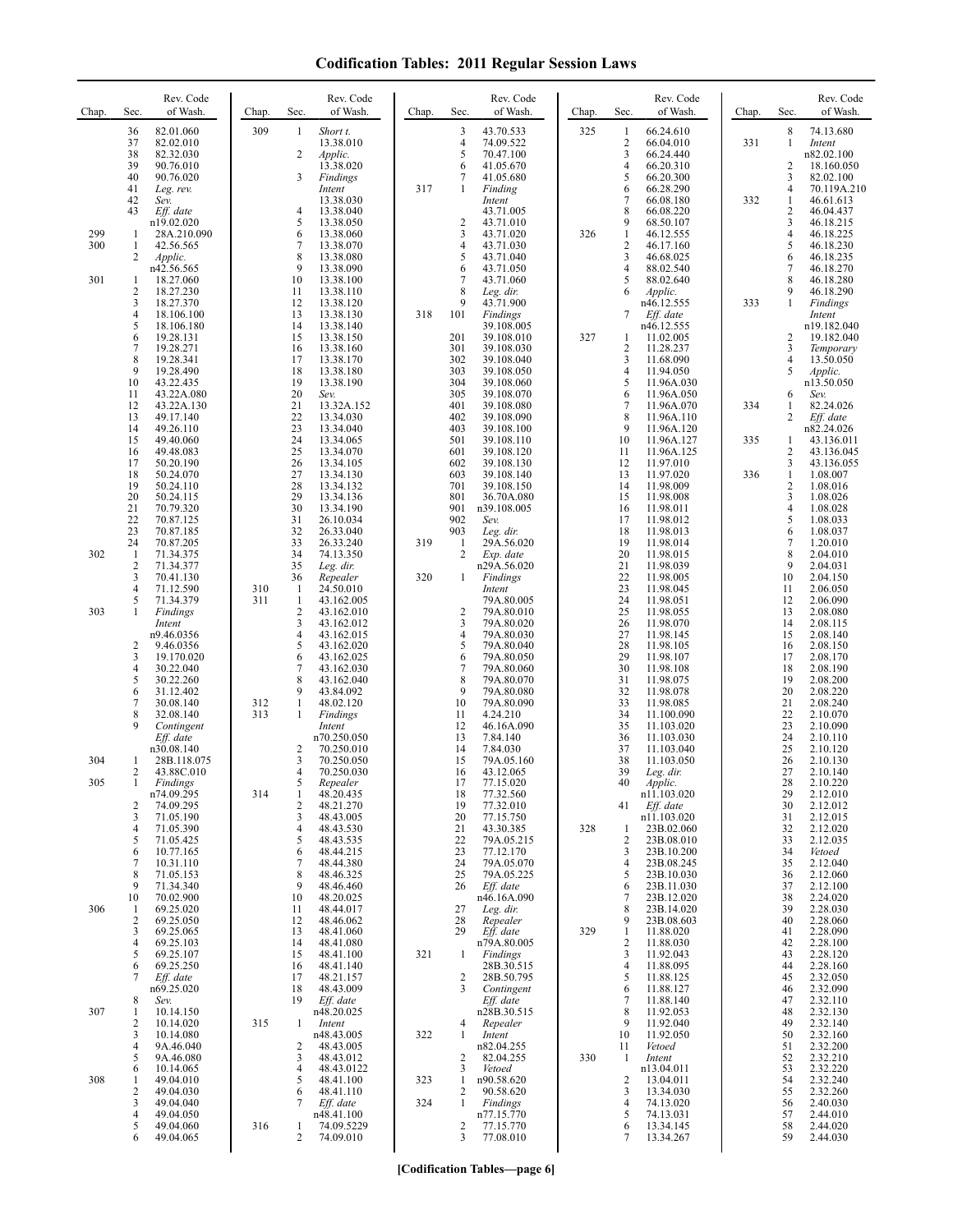# Codification Tables: 2011 Regular Session Laws

| Chap. | Sec. | Rev. Code of Wash. |
|---|---|---|
| | 36 | 82.01.060 |
| | 37 | 82.02.010 |
| | 38 | 82.32.030 |
| | 39 | 90.76.010 |
| | 40 | 90.76.020 |
| | 41 | *Leg. rev.* |
| | 42 | *Sev.* |
| | 43 | *Eff. date* n19.02.020 |
| 299 | 1 | 28A.210.090 |
| 300 | 1 | 42.56.565 |
| | 2 | *Applic.* n42.56.565 |
| 301 | 1 | 18.27.060 |
| | 2 | 18.27.230 |
| | 3 | 18.27.370 |
| | 4 | 18.106.100 |
| | 5 | 18.106.180 |
| | 6 | 19.28.131 |
| | 7 | 19.28.271 |
| | 8 | 19.28.341 |
| | 9 | 19.28.490 |
| | 10 | 43.22.435 |
| | 11 | 43.22A.080 |
| | 12 | 43.22A.130 |
| | 13 | 49.17.140 |
| | 14 | 49.26.110 |
| | 15 | 49.40.060 |
| | 16 | 49.48.083 |
| | 17 | 50.20.190 |
| | 18 | 50.24.070 |
| | 19 | 50.24.110 |
| | 20 | 50.24.115 |
| | 21 | 70.79.320 |
| | 22 | 70.87.125 |
| | 23 | 70.87.185 |
| | 24 | 70.87.205 |
| 302 | 1 | 71.34.375 |
| | 2 | 71.34.377 |
| | 3 | 70.41.130 |
| | 4 | 71.12.590 |
| | 5 | 71.34.379 |
| 303 | 1 | *Findings Intent* n9.46.0356 |
| | 2 | 9.46.0356 |
| | 3 | 19.170.020 |
| | 4 | 30.22.040 |
| | 5 | 30.22.260 |
| | 6 | 31.12.402 |
| | 7 | 30.08.140 |
| | 8 | 32.08.140 |
| | 9 | *Contingent Eff. date* n30.08.140 |
| 304 | 1 | 28B.118.075 |
| | 2 | 43.88C.010 |
| 305 | 1 | *Findings* n74.09.295 |
| | 2 | 74.09.295 |
| | 3 | 71.05.190 |
| | 4 | 71.05.390 |
| | 5 | 71.05.425 |
| | 6 | 10.77.165 |
| | 7 | 10.31.110 |
| | 8 | 71.05.153 |
| | 9 | 71.34.340 |
| | 10 | 70.02.900 |
| 306 | 1 | 69.25.020 |
| | 2 | 69.25.050 |
| | 3 | 69.25.065 |
| | 4 | 69.25.103 |
| | 5 | 69.25.107 |
| | 6 | 69.25.250 |
| | 7 | *Eff. date* n69.25.020 |
| | 8 | *Sev.* |
| 307 | 1 | 10.14.150 |
| | 2 | 10.14.020 |
| | 3 | 10.14.080 |
| | 4 | 9A.46.040 |
| | 5 | 9A.46.080 |
| | 6 | 10.14.065 |
| 308 | 1 | 49.04.010 |
| | 2 | 49.04.030 |
| | 3 | 49.04.040 |
| | 4 | 49.04.050 |
| | 5 | 49.04.060 |
| | 6 | 49.04.065 |
| 309 | 1 | *Short t.* 13.38.010 |
| | 2 | *Applic.* 13.38.020 |
| | 3 | *Findings Intent* 13.38.030 |
| | 4 | 13.38.040 |
| | 5 | 13.38.050 |
| | 6 | 13.38.060 |
| | 7 | 13.38.070 |
| | 8 | 13.38.080 |
| | 9 | 13.38.090 |
| | 10 | 13.38.100 |
| | 11 | 13.38.110 |
| | 12 | 13.38.120 |
| | 13 | 13.38.130 |
| | 14 | 13.38.140 |
| | 15 | 13.38.150 |
| | 16 | 13.38.160 |
| | 17 | 13.38.170 |
| | 18 | 13.38.180 |
| | 19 | 13.38.190 |
| | 20 | *Sev.* |
| | 21 | 13.32A.152 |
| | 22 | 13.34.030 |
| | 23 | 13.34.040 |
| | 24 | 13.34.065 |
| | 25 | 13.34.070 |
| | 26 | 13.34.105 |
| | 27 | 13.34.130 |
| | 28 | 13.34.132 |
| | 29 | 13.34.136 |
| | 30 | 13.34.190 |
| | 31 | 26.10.034 |
| | 32 | 26.33.040 |
| | 33 | 26.33.240 |
| | 34 | 74.13.350 |
| | 35 | *Leg. dir.* |
| | 36 | *Repealer* |
| 310 | 1 | 24.50.010 |
| 311 | 1 | 43.162.005 |
| | 2 | 43.162.010 |
| | 3 | 43.162.012 |
| | 4 | 43.162.015 |
| | 5 | 43.162.020 |
| | 6 | 43.162.025 |
| | 7 | 43.162.030 |
| | 8 | 43.162.040 |
| | 9 | 43.84.092 |
| 312 | 1 | 48.02.120 |
| 313 | 1 | *Findings Intent* n70.250.050 |
| | 2 | 70.250.010 |
| | 3 | 70.250.050 |
| | 4 | 70.250.030 |
| | 5 | *Repealer* |
| 314 | 1 | 48.20.435 |
| | 2 | 48.21.270 |
| | 3 | 48.43.005 |
| | 4 | 48.43.530 |
| | 5 | 48.43.535 |
| | 6 | 48.44.215 |
| | 7 | 48.44.380 |
| | 8 | 48.46.325 |
| | 9 | 48.46.460 |
| | 10 | 48.20.025 |
| | 11 | 48.44.017 |
| | 12 | 48.46.062 |
| | 13 | 48.41.060 |
| | 14 | 48.41.080 |
| | 15 | 48.41.100 |
| | 16 | 48.41.140 |
| | 17 | 48.21.157 |
| | 18 | 48.43.009 |
| | 19 | *Eff. date* n48.20.025 |
| 315 | 1 | *Intent* n48.43.005 |
| | 2 | 48.43.005 |
| | 3 | 48.43.012 |
| | 4 | 48.43.0122 |
| | 5 | 48.41.100 |
| | 6 | 48.41.110 |
| | 7 | *Eff. date* n48.41.100 |
| 316 | 1 | 74.09.5229 |
| | 2 | 74.09.010 |
| | 3 | 43.70.533 |
| | 4 | 74.09.522 |
| | 5 | 70.47.100 |
| | 6 | 41.05.670 |
| | 7 | 41.05.680 |
| 317 | 1 | *Finding Intent* 43.71.005 |
| | 2 | 43.71.010 |
| | 3 | 43.71.020 |
| | 4 | 43.71.030 |
| | 5 | 43.71.040 |
| | 6 | 43.71.050 |
| | 7 | 43.71.060 |
| | 8 | *Leg. dir.* |
| | 9 | 43.71.900 |
| 318 | 101 | *Findings* 39.108.005 |
| | 201 | 39.108.010 |
| | 301 | 39.108.030 |
| | 302 | 39.108.040 |
| | 303 | 39.108.050 |
| | 304 | 39.108.060 |
| | 305 | 39.108.070 |
| | 401 | 39.108.080 |
| | 402 | 39.108.090 |
| | 403 | 39.108.100 |
| | 501 | 39.108.110 |
| | 601 | 39.108.120 |
| | 602 | 39.108.130 |
| | 603 | 39.108.140 |
| | 701 | 39.108.150 |
| | 801 | 36.70A.080 |
| | 901 | n39.108.005 |
| | 902 | *Sev.* |
| | 903 | *Leg. dir.* |
| 319 | 1 | 29A.56.020 |
| | 2 | *Exp. date* n29A.56.020 |
| 320 | 1 | *Findings Intent* 79A.80.005 |
| | 2 | 79A.80.010 |
| | 3 | 79A.80.020 |
| | 4 | 79A.80.030 |
| | 5 | 79A.80.040 |
| | 6 | 79A.80.050 |
| | 7 | 79A.80.060 |
| | 8 | 79A.80.070 |
| | 9 | 79A.80.080 |
| | 10 | 79A.80.090 |
| | 11 | 4.24.210 |
| | 12 | 46.16A.090 |
| | 13 | 7.84.140 |
| | 14 | 7.84.030 |
| | 15 | 79A.05.160 |
| | 16 | 43.12.065 |
| | 17 | 77.15.020 |
| | 18 | 77.32.560 |
| | 19 | 77.32.010 |
| | 20 | 77.15.750 |
| | 21 | 43.30.385 |
| | 22 | 79A.05.215 |
| | 23 | 77.12.170 |
| | 24 | 79A.05.070 |
| | 25 | 79A.05.225 |
| | 26 | *Eff. date* n46.16A.090 |
| | 27 | *Leg. dir.* |
| | 28 | *Repealer* |
| | 29 | *Eff. date* n79A.80.005 |
| 321 | 1 | *Findings* 28B.30.515 |
| | 2 | 28B.50.795 |
| | 3 | *Contingent Eff. date* n28B.30.515 |
| | 4 | *Repealer* |
| 322 | 1 | *Intent* n82.04.255 |
| | 2 | 82.04.255 |
| | 3 | *Vetoed* |
| 323 | 1 | n90.58.620 |
| | 2 | 90.58.620 |
| 324 | 1 | *Findings* n77.15.770 |
| | 2 | 77.15.770 |
| | 3 | 77.08.010 |
| 325 | 1 | 66.24.610 |
| | 2 | 66.04.010 |
| | 3 | 66.24.440 |
| | 4 | 66.20.310 |
| | 5 | 66.20.300 |
| | 6 | 66.28.290 |
| | 7 | 66.08.180 |
| | 8 | 66.08.220 |
| | 9 | 68.50.107 |
| 326 | 1 | 46.12.555 |
| | 2 | 46.17.160 |
| | 3 | 46.68.025 |
| | 4 | 88.02.540 |
| | 5 | 88.02.640 |
| | 6 | *Applic.* n46.12.555 |
| | 7 | *Eff. date* n46.12.555 |
| 327 | 1 | 11.02.005 |
| | 2 | 11.28.237 |
| | 3 | 11.68.090 |
| | 4 | 11.94.050 |
| | 5 | 11.96A.030 |
| | 6 | 11.96A.050 |
| | 7 | 11.96A.070 |
| | 8 | 11.96A.110 |
| | 9 | 11.96A.120 |
| | 10 | 11.96A.127 |
| | 11 | 11.96A.125 |
| | 12 | 11.97.010 |
| | 13 | 11.97.020 |
| | 14 | 11.98.009 |
| | 15 | 11.98.008 |
| | 16 | 11.98.011 |
| | 17 | 11.98.012 |
| | 18 | 11.98.013 |
| | 19 | 11.98.014 |
| | 20 | 11.98.015 |
| | 21 | 11.98.039 |
| | 22 | 11.98.005 |
| | 23 | 11.98.045 |
| | 24 | 11.98.051 |
| | 25 | 11.98.055 |
| | 26 | 11.98.070 |
| | 27 | 11.98.145 |
| | 28 | 11.98.105 |
| | 29 | 11.98.107 |
| | 30 | 11.98.108 |
| | 31 | 11.98.075 |
| | 32 | 11.98.078 |
| | 33 | 11.98.085 |
| | 34 | 11.100.090 |
| | 35 | 11.103.020 |
| | 36 | 11.103.030 |
| | 37 | 11.103.040 |
| | 38 | 11.103.050 |
| | 39 | *Leg. dir.* |
| | 40 | *Applic.* n11.103.020 |
| | 41 | *Eff. date* n11.103.020 |
| 328 | 1 | 23B.02.060 |
| | 2 | 23B.08.010 |
| | 3 | 23B.10.200 |
| | 4 | 23B.08.245 |
| | 5 | 23B.10.030 |
| | 6 | 23B.11.030 |
| | 7 | 23B.12.020 |
| | 8 | 23B.14.020 |
| | 9 | 23B.08.603 |
| 329 | 1 | 11.88.020 |
| | 2 | 11.88.030 |
| | 3 | 11.92.043 |
| | 4 | 11.88.095 |
| | 5 | 11.88.125 |
| | 6 | 11.88.127 |
| | 7 | 11.88.140 |
| | 8 | 11.92.053 |
| | 9 | 11.92.040 |
| | 10 | 11.92.050 |
| | 11 | *Vetoed* |
| 330 | 1 | *Intent* n13.04.011 |
| | 2 | 13.04.011 |
| | 3 | 13.34.030 |
| | 4 | 74.13.020 |
| | 5 | 74.13.031 |
| | 6 | 13.34.145 |
| | 7 | 13.34.267 |
| | 8 | 74.13.680 |
| 331 | 1 | *Intent* n82.02.100 |
| | 2 | 18.160.050 |
| | 3 | 82.02.100 |
| | 4 | 70.119A.210 |
| 332 | 1 | 46.61.613 |
| | 2 | 46.04.437 |
| | 3 | 46.18.215 |
| | 4 | 46.18.225 |
| | 5 | 46.18.230 |
| | 6 | 46.18.235 |
| | 7 | 46.18.270 |
| | 8 | 46.18.280 |
| | 9 | 46.18.290 |
| 333 | 1 | *Findings Intent* n19.182.040 |
| | 2 | 19.182.040 |
| | 3 | *Temporary* |
| | 4 | 13.50.050 |
| | 5 | *Applic.* n13.50.050 |
| | 6 | *Sev.* |
| 334 | 1 | 82.24.026 |
| | 2 | *Eff. date* n82.24.026 |
| 335 | 1 | 43.136.011 |
| | 2 | 43.136.045 |
| | 3 | 43.136.055 |
| 336 | 1 | 1.08.007 |
| | 2 | 1.08.016 |
| | 3 | 1.08.026 |
| | 4 | 1.08.028 |
| | 5 | 1.08.033 |
| | 6 | 1.08.037 |
| | 7 | 1.20.010 |
| | 8 | 2.04.010 |
| | 9 | 2.04.031 |
| | 10 | 2.04.150 |
| | 11 | 2.06.050 |
| | 12 | 2.06.090 |
| | 13 | 2.08.080 |
| | 14 | 2.08.115 |
| | 15 | 2.08.140 |
| | 16 | 2.08.150 |
| | 17 | 2.08.170 |
| | 18 | 2.08.190 |
| | 19 | 2.08.200 |
| | 20 | 2.08.220 |
| | 21 | 2.08.240 |
| | 22 | 2.10.070 |
| | 23 | 2.10.090 |
| | 24 | 2.10.110 |
| | 25 | 2.10.120 |
| | 26 | 2.10.130 |
| | 27 | 2.10.140 |
| | 28 | 2.10.220 |
| | 29 | 2.12.010 |
| | 30 | 2.12.012 |
| | 31 | 2.12.015 |
| | 32 | 2.12.020 |
| | 33 | 2.12.035 |
| | 34 | *Vetoed* |
| | 35 | 2.12.040 |
| | 36 | 2.12.060 |
| | 37 | 2.12.100 |
| | 38 | 2.24.020 |
| | 39 | 2.28.030 |
| | 40 | 2.28.060 |
| | 41 | 2.28.090 |
| | 42 | 2.28.100 |
| | 43 | 2.28.120 |
| | 44 | 2.28.160 |
| | 45 | 2.32.050 |
| | 46 | 2.32.090 |
| | 47 | 2.32.110 |
| | 48 | 2.32.130 |
| | 49 | 2.32.140 |
| | 50 | 2.32.160 |
| | 51 | 2.32.200 |
| | 52 | 2.32.210 |
| | 53 | 2.32.220 |
| | 54 | 2.32.240 |
| | 55 | 2.32.260 |
| | 56 | 2.40.030 |
| | 57 | 2.44.010 |
| | 58 | 2.44.020 |
| | 59 | 2.44.030 |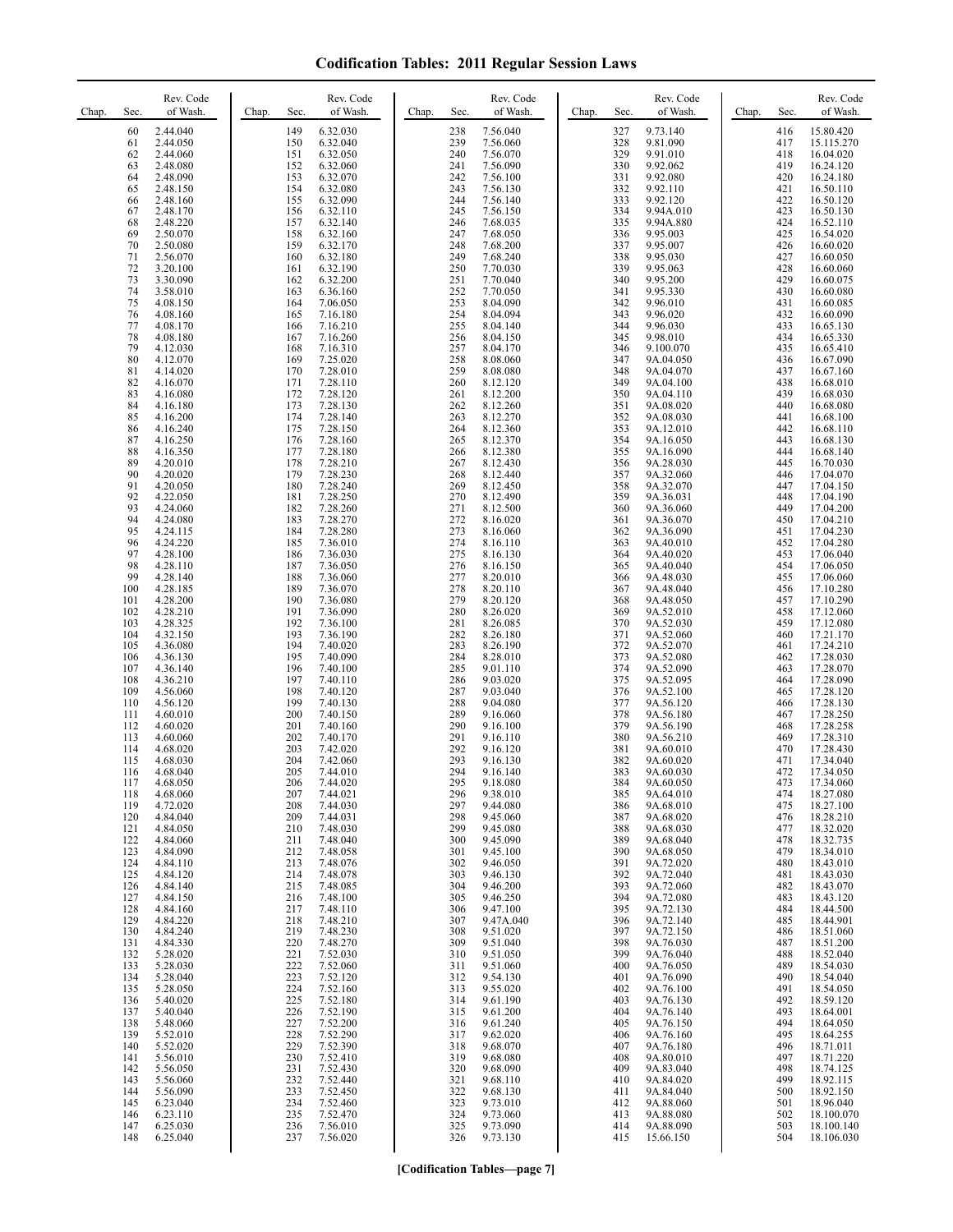# Codification Tables: 2011 Regular Session Laws

| Chap. | Sec. | Rev. Code of Wash. |
|---|---|---|
| | 60 | 2.44.040 |
| | 61 | 2.44.050 |
| | 62 | 2.44.060 |
| | 63 | 2.48.080 |
| | 64 | 2.48.090 |
| | 65 | 2.48.150 |
| | 66 | 2.48.160 |
| | 67 | 2.48.170 |
| | 68 | 2.48.220 |
| | 69 | 2.50.070 |
| | 70 | 2.50.080 |
| | 71 | 2.56.070 |
| | 72 | 3.20.100 |
| | 73 | 3.30.090 |
| | 74 | 3.58.010 |
| | 75 | 4.08.150 |
| | 76 | 4.08.160 |
| | 77 | 4.08.170 |
| | 78 | 4.08.180 |
| | 79 | 4.12.030 |
| | 80 | 4.12.070 |
| | 81 | 4.14.020 |
| | 82 | 4.16.070 |
| | 83 | 4.16.080 |
| | 84 | 4.16.180 |
| | 85 | 4.16.200 |
| | 86 | 4.16.240 |
| | 87 | 4.16.250 |
| | 88 | 4.16.350 |
| | 89 | 4.20.010 |
| | 90 | 4.20.020 |
| | 91 | 4.20.050 |
| | 92 | 4.22.050 |
| | 93 | 4.24.060 |
| | 94 | 4.24.080 |
| | 95 | 4.24.115 |
| | 96 | 4.24.220 |
| | 97 | 4.28.100 |
| | 98 | 4.28.110 |
| | 99 | 4.28.140 |
| | 100 | 4.28.185 |
| | 101 | 4.28.200 |
| | 102 | 4.28.210 |
| | 103 | 4.28.325 |
| | 104 | 4.32.150 |
| | 105 | 4.36.080 |
| | 106 | 4.36.130 |
| | 107 | 4.36.140 |
| | 108 | 4.36.210 |
| | 109 | 4.56.060 |
| | 110 | 4.56.120 |
| | 111 | 4.60.010 |
| | 112 | 4.60.020 |
| | 113 | 4.60.060 |
| | 114 | 4.68.020 |
| | 115 | 4.68.030 |
| | 116 | 4.68.040 |
| | 117 | 4.68.050 |
| | 118 | 4.68.060 |
| | 119 | 4.72.020 |
| | 120 | 4.84.040 |
| | 121 | 4.84.050 |
| | 122 | 4.84.060 |
| | 123 | 4.84.090 |
| | 124 | 4.84.110 |
| | 125 | 4.84.120 |
| | 126 | 4.84.140 |
| | 127 | 4.84.150 |
| | 128 | 4.84.160 |
| | 129 | 4.84.220 |
| | 130 | 4.84.240 |
| | 131 | 4.84.330 |
| | 132 | 5.28.020 |
| | 133 | 5.28.030 |
| | 134 | 5.28.040 |
| | 135 | 5.28.050 |
| | 136 | 5.40.020 |
| | 137 | 5.40.040 |
| | 138 | 5.48.060 |
| | 139 | 5.52.010 |
| | 140 | 5.52.020 |
| | 141 | 5.56.010 |
| | 142 | 5.56.050 |
| | 143 | 5.56.060 |
| | 144 | 5.56.090 |
| | 145 | 6.23.040 |
| | 146 | 6.23.110 |
| | 147 | 6.25.030 |
| | 148 | 6.25.040 |
| | 149 | 6.32.030 |
| | 150 | 6.32.040 |
| | 151 | 6.32.050 |
| | 152 | 6.32.060 |
| | 153 | 6.32.070 |
| | 154 | 6.32.080 |
| | 155 | 6.32.090 |
| | 156 | 6.32.110 |
| | 157 | 6.32.140 |
| | 158 | 6.32.160 |
| | 159 | 6.32.170 |
| | 160 | 6.32.180 |
| | 161 | 6.32.190 |
| | 162 | 6.32.200 |
| | 163 | 6.36.160 |
| | 164 | 7.06.050 |
| | 165 | 7.16.180 |
| | 166 | 7.16.210 |
| | 167 | 7.16.260 |
| | 168 | 7.16.310 |
| | 169 | 7.25.020 |
| | 170 | 7.28.010 |
| | 171 | 7.28.110 |
| | 172 | 7.28.120 |
| | 173 | 7.28.130 |
| | 174 | 7.28.140 |
| | 175 | 7.28.150 |
| | 176 | 7.28.160 |
| | 177 | 7.28.180 |
| | 178 | 7.28.210 |
| | 179 | 7.28.230 |
| | 180 | 7.28.240 |
| | 181 | 7.28.250 |
| | 182 | 7.28.260 |
| | 183 | 7.28.270 |
| | 184 | 7.28.280 |
| | 185 | 7.36.010 |
| | 186 | 7.36.030 |
| | 187 | 7.36.050 |
| | 188 | 7.36.060 |
| | 189 | 7.36.070 |
| | 190 | 7.36.080 |
| | 191 | 7.36.090 |
| | 192 | 7.36.100 |
| | 193 | 7.36.190 |
| | 194 | 7.40.020 |
| | 195 | 7.40.090 |
| | 196 | 7.40.100 |
| | 197 | 7.40.110 |
| | 198 | 7.40.120 |
| | 199 | 7.40.130 |
| | 200 | 7.40.150 |
| | 201 | 7.40.160 |
| | 202 | 7.40.170 |
| | 203 | 7.42.020 |
| | 204 | 7.42.060 |
| | 205 | 7.44.010 |
| | 206 | 7.44.020 |
| | 207 | 7.44.021 |
| | 208 | 7.44.030 |
| | 209 | 7.44.031 |
| | 210 | 7.48.030 |
| | 211 | 7.48.040 |
| | 212 | 7.48.058 |
| | 213 | 7.48.076 |
| | 214 | 7.48.078 |
| | 215 | 7.48.085 |
| | 216 | 7.48.100 |
| | 217 | 7.48.110 |
| | 218 | 7.48.210 |
| | 219 | 7.48.230 |
| | 220 | 7.48.270 |
| | 221 | 7.52.030 |
| | 222 | 7.52.060 |
| | 223 | 7.52.120 |
| | 224 | 7.52.160 |
| | 225 | 7.52.180 |
| | 226 | 7.52.190 |
| | 227 | 7.52.200 |
| | 228 | 7.52.290 |
| | 229 | 7.52.390 |
| | 230 | 7.52.410 |
| | 231 | 7.52.430 |
| | 232 | 7.52.440 |
| | 233 | 7.52.450 |
| | 234 | 7.52.460 |
| | 235 | 7.52.470 |
| | 236 | 7.56.010 |
| | 237 | 7.56.020 |
| | 238 | 7.56.040 |
| | 239 | 7.56.060 |
| | 240 | 7.56.070 |
| | 241 | 7.56.090 |
| | 242 | 7.56.100 |
| | 243 | 7.56.130 |
| | 244 | 7.56.140 |
| | 245 | 7.56.150 |
| | 246 | 7.68.035 |
| | 247 | 7.68.050 |
| | 248 | 7.68.200 |
| | 249 | 7.68.240 |
| | 250 | 7.70.030 |
| | 251 | 7.70.040 |
| | 252 | 7.70.050 |
| | 253 | 8.04.090 |
| | 254 | 8.04.094 |
| | 255 | 8.04.140 |
| | 256 | 8.04.150 |
| | 257 | 8.04.170 |
| | 258 | 8.08.060 |
| | 259 | 8.08.080 |
| | 260 | 8.12.120 |
| | 261 | 8.12.200 |
| | 262 | 8.12.260 |
| | 263 | 8.12.270 |
| | 264 | 8.12.360 |
| | 265 | 8.12.370 |
| | 266 | 8.12.380 |
| | 267 | 8.12.430 |
| | 268 | 8.12.440 |
| | 269 | 8.12.450 |
| | 270 | 8.12.490 |
| | 271 | 8.12.500 |
| | 272 | 8.16.020 |
| | 273 | 8.16.060 |
| | 274 | 8.16.110 |
| | 275 | 8.16.130 |
| | 276 | 8.16.150 |
| | 277 | 8.20.010 |
| | 278 | 8.20.110 |
| | 279 | 8.20.120 |
| | 280 | 8.26.020 |
| | 281 | 8.26.085 |
| | 282 | 8.26.180 |
| | 283 | 8.26.190 |
| | 284 | 8.28.010 |
| | 285 | 9.01.110 |
| | 286 | 9.03.020 |
| | 287 | 9.03.040 |
| | 288 | 9.04.080 |
| | 289 | 9.16.060 |
| | 290 | 9.16.100 |
| | 291 | 9.16.110 |
| | 292 | 9.16.120 |
| | 293 | 9.16.130 |
| | 294 | 9.16.140 |
| | 295 | 9.18.080 |
| | 296 | 9.38.010 |
| | 297 | 9.44.080 |
| | 298 | 9.45.060 |
| | 299 | 9.45.080 |
| | 300 | 9.45.090 |
| | 301 | 9.45.100 |
| | 302 | 9.46.050 |
| | 303 | 9.46.130 |
| | 304 | 9.46.200 |
| | 305 | 9.46.250 |
| | 306 | 9.47.100 |
| | 307 | 9.47A.040 |
| | 308 | 9.51.020 |
| | 309 | 9.51.040 |
| | 310 | 9.51.050 |
| | 311 | 9.51.060 |
| | 312 | 9.54.130 |
| | 313 | 9.55.020 |
| | 314 | 9.61.190 |
| | 315 | 9.61.200 |
| | 316 | 9.61.240 |
| | 317 | 9.62.020 |
| | 318 | 9.68.070 |
| | 319 | 9.68.080 |
| | 320 | 9.68.090 |
| | 321 | 9.68.110 |
| | 322 | 9.68.130 |
| | 323 | 9.73.010 |
| | 324 | 9.73.060 |
| | 325 | 9.73.090 |
| | 326 | 9.73.130 |
| | 327 | 9.73.140 |
| | 328 | 9.81.090 |
| | 329 | 9.91.010 |
| | 330 | 9.92.062 |
| | 331 | 9.92.080 |
| | 332 | 9.92.110 |
| | 333 | 9.92.120 |
| | 334 | 9.94A.010 |
| | 335 | 9.94A.880 |
| | 336 | 9.95.003 |
| | 337 | 9.95.007 |
| | 338 | 9.95.030 |
| | 339 | 9.95.063 |
| | 340 | 9.95.200 |
| | 341 | 9.95.330 |
| | 342 | 9.96.010 |
| | 343 | 9.96.020 |
| | 344 | 9.96.030 |
| | 345 | 9.98.010 |
| | 346 | 9.100.070 |
| | 347 | 9A.04.050 |
| | 348 | 9A.04.070 |
| | 349 | 9A.04.100 |
| | 350 | 9A.04.110 |
| | 351 | 9A.08.020 |
| | 352 | 9A.08.030 |
| | 353 | 9A.12.010 |
| | 354 | 9A.16.050 |
| | 355 | 9A.16.090 |
| | 356 | 9A.28.030 |
| | 357 | 9A.32.060 |
| | 358 | 9A.32.070 |
| | 359 | 9A.36.031 |
| | 360 | 9A.36.060 |
| | 361 | 9A.36.070 |
| | 362 | 9A.36.090 |
| | 363 | 9A.40.010 |
| | 364 | 9A.40.020 |
| | 365 | 9A.40.040 |
| | 366 | 9A.48.030 |
| | 367 | 9A.48.040 |
| | 368 | 9A.48.050 |
| | 369 | 9A.52.010 |
| | 370 | 9A.52.030 |
| | 371 | 9A.52.060 |
| | 372 | 9A.52.070 |
| | 373 | 9A.52.080 |
| | 374 | 9A.52.090 |
| | 375 | 9A.52.095 |
| | 376 | 9A.52.100 |
| | 377 | 9A.56.120 |
| | 378 | 9A.56.180 |
| | 379 | 9A.56.190 |
| | 380 | 9A.56.210 |
| | 381 | 9A.60.010 |
| | 382 | 9A.60.020 |
| | 383 | 9A.60.030 |
| | 384 | 9A.60.050 |
| | 385 | 9A.64.010 |
| | 386 | 9A.68.010 |
| | 387 | 9A.68.020 |
| | 388 | 9A.68.030 |
| | 389 | 9A.68.040 |
| | 390 | 9A.68.050 |
| | 391 | 9A.72.020 |
| | 392 | 9A.72.040 |
| | 393 | 9A.72.060 |
| | 394 | 9A.72.080 |
| | 395 | 9A.72.130 |
| | 396 | 9A.72.140 |
| | 397 | 9A.72.150 |
| | 398 | 9A.76.030 |
| | 399 | 9A.76.040 |
| | 400 | 9A.76.050 |
| | 401 | 9A.76.090 |
| | 402 | 9A.76.100 |
| | 403 | 9A.76.130 |
| | 404 | 9A.76.140 |
| | 405 | 9A.76.150 |
| | 406 | 9A.76.160 |
| | 407 | 9A.76.180 |
| | 408 | 9A.80.010 |
| | 409 | 9A.83.040 |
| | 410 | 9A.84.020 |
| | 411 | 9A.84.040 |
| | 412 | 9A.88.060 |
| | 413 | 9A.88.080 |
| | 414 | 9A.88.090 |
| | 415 | 15.66.150 |
| | 416 | 15.80.420 |
| | 417 | 15.115.270 |
| | 418 | 16.04.020 |
| | 419 | 16.24.120 |
| | 420 | 16.24.180 |
| | 421 | 16.50.110 |
| | 422 | 16.50.120 |
| | 423 | 16.50.130 |
| | 424 | 16.52.110 |
| | 425 | 16.54.020 |
| | 426 | 16.60.020 |
| | 427 | 16.60.050 |
| | 428 | 16.60.060 |
| | 429 | 16.60.075 |
| | 430 | 16.60.080 |
| | 431 | 16.60.085 |
| | 432 | 16.60.090 |
| | 433 | 16.65.130 |
| | 434 | 16.65.330 |
| | 435 | 16.65.410 |
| | 436 | 16.67.090 |
| | 437 | 16.67.160 |
| | 438 | 16.68.010 |
| | 439 | 16.68.030 |
| | 440 | 16.68.080 |
| | 441 | 16.68.100 |
| | 442 | 16.68.110 |
| | 443 | 16.68.130 |
| | 444 | 16.68.140 |
| | 445 | 16.70.030 |
| | 446 | 17.04.070 |
| | 447 | 17.04.150 |
| | 448 | 17.04.190 |
| | 449 | 17.04.200 |
| | 450 | 17.04.210 |
| | 451 | 17.04.230 |
| | 452 | 17.04.280 |
| | 453 | 17.06.040 |
| | 454 | 17.06.050 |
| | 455 | 17.06.060 |
| | 456 | 17.10.280 |
| | 457 | 17.10.290 |
| | 458 | 17.12.060 |
| | 459 | 17.12.080 |
| | 460 | 17.21.170 |
| | 461 | 17.24.210 |
| | 462 | 17.28.030 |
| | 463 | 17.28.070 |
| | 464 | 17.28.090 |
| | 465 | 17.28.120 |
| | 466 | 17.28.130 |
| | 467 | 17.28.250 |
| | 468 | 17.28.258 |
| | 469 | 17.28.310 |
| | 470 | 17.28.430 |
| | 471 | 17.34.040 |
| | 472 | 17.34.050 |
| | 473 | 17.34.060 |
| | 474 | 18.27.080 |
| | 475 | 18.27.100 |
| | 476 | 18.28.210 |
| | 477 | 18.32.020 |
| | 478 | 18.32.735 |
| | 479 | 18.34.010 |
| | 480 | 18.43.010 |
| | 481 | 18.43.030 |
| | 482 | 18.43.070 |
| | 483 | 18.43.120 |
| | 484 | 18.44.500 |
| | 485 | 18.44.901 |
| | 486 | 18.51.060 |
| | 487 | 18.51.200 |
| | 488 | 18.52.040 |
| | 489 | 18.54.030 |
| | 490 | 18.54.040 |
| | 491 | 18.54.050 |
| | 492 | 18.59.120 |
| | 493 | 18.64.001 |
| | 494 | 18.64.050 |
| | 495 | 18.64.255 |
| | 496 | 18.71.011 |
| | 497 | 18.71.220 |
| | 498 | 18.74.125 |
| | 499 | 18.92.115 |
| | 500 | 18.92.150 |
| | 501 | 18.96.040 |
| | 502 | 18.100.070 |
| | 503 | 18.100.140 |
| | 504 | 18.106.030 |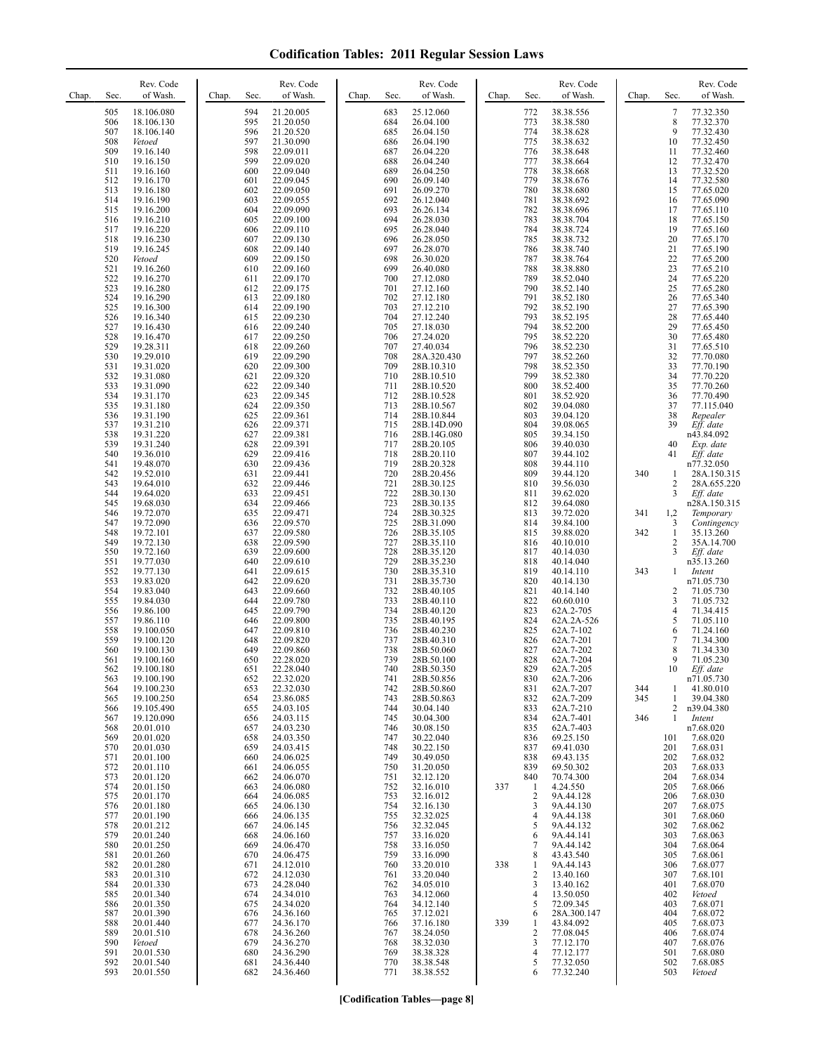# Codification Tables: 2011 Regular Session Laws

| Chap. | Sec. | Rev. Code of Wash. |
|---|---|---|
| | 505 | 18.106.080 |
| | 506 | 18.106.130 |
| | 507 | 18.106.140 |
| | 508 | *Vetoed* |
| | 509 | 19.16.140 |
| | 510 | 19.16.150 |
| | 511 | 19.16.160 |
| | 512 | 19.16.170 |
| | 513 | 19.16.180 |
| | 514 | 19.16.190 |
| | 515 | 19.16.200 |
| | 516 | 19.16.210 |
| | 517 | 19.16.220 |
| | 518 | 19.16.230 |
| | 519 | 19.16.245 |
| | 520 | *Vetoed* |
| | 521 | 19.16.260 |
| | 522 | 19.16.270 |
| | 523 | 19.16.280 |
| | 524 | 19.16.290 |
| | 525 | 19.16.300 |
| | 526 | 19.16.340 |
| | 527 | 19.16.430 |
| | 528 | 19.16.470 |
| | 529 | 19.28.311 |
| | 530 | 19.29.010 |
| | 531 | 19.31.020 |
| | 532 | 19.31.080 |
| | 533 | 19.31.090 |
| | 534 | 19.31.170 |
| | 535 | 19.31.180 |
| | 536 | 19.31.190 |
| | 537 | 19.31.210 |
| | 538 | 19.31.220 |
| | 539 | 19.31.240 |
| | 540 | 19.36.010 |
| | 541 | 19.48.070 |
| | 542 | 19.52.010 |
| | 543 | 19.64.010 |
| | 544 | 19.64.020 |
| | 545 | 19.68.030 |
| | 546 | 19.72.070 |
| | 547 | 19.72.090 |
| | 548 | 19.72.101 |
| | 549 | 19.72.130 |
| | 550 | 19.72.160 |
| | 551 | 19.77.030 |
| | 552 | 19.77.130 |
| | 553 | 19.83.020 |
| | 554 | 19.83.040 |
| | 555 | 19.84.030 |
| | 556 | 19.86.100 |
| | 557 | 19.86.110 |
| | 558 | 19.100.050 |
| | 559 | 19.100.120 |
| | 560 | 19.100.130 |
| | 561 | 19.100.160 |
| | 562 | 19.100.180 |
| | 563 | 19.100.190 |
| | 564 | 19.100.230 |
| | 565 | 19.100.250 |
| | 566 | 19.105.490 |
| | 567 | 19.120.090 |
| | 568 | 20.01.010 |
| | 569 | 20.01.020 |
| | 570 | 20.01.030 |
| | 571 | 20.01.100 |
| | 572 | 20.01.110 |
| | 573 | 20.01.120 |
| | 574 | 20.01.150 |
| | 575 | 20.01.170 |
| | 576 | 20.01.180 |
| | 577 | 20.01.190 |
| | 578 | 20.01.212 |
| | 579 | 20.01.240 |
| | 580 | 20.01.250 |
| | 581 | 20.01.260 |
| | 582 | 20.01.280 |
| | 583 | 20.01.310 |
| | 584 | 20.01.330 |
| | 585 | 20.01.340 |
| | 586 | 20.01.350 |
| | 587 | 20.01.390 |
| | 588 | 20.01.440 |
| | 589 | 20.01.510 |
| | 590 | *Vetoed* |
| | 591 | 20.01.530 |
| | 592 | 20.01.540 |
| | 593 | 20.01.550 |
| | 594 | 21.20.005 |
| | 595 | 21.20.050 |
| | 596 | 21.20.520 |
| | 597 | 21.30.090 |
| | 598 | 22.09.011 |
| | 599 | 22.09.020 |
| | 600 | 22.09.040 |
| | 601 | 22.09.045 |
| | 602 | 22.09.050 |
| | 603 | 22.09.055 |
| | 604 | 22.09.090 |
| | 605 | 22.09.100 |
| | 606 | 22.09.110 |
| | 607 | 22.09.130 |
| | 608 | 22.09.140 |
| | 609 | 22.09.150 |
| | 610 | 22.09.160 |
| | 611 | 22.09.170 |
| | 612 | 22.09.175 |
| | 613 | 22.09.180 |
| | 614 | 22.09.190 |
| | 615 | 22.09.230 |
| | 616 | 22.09.240 |
| | 617 | 22.09.250 |
| | 618 | 22.09.260 |
| | 619 | 22.09.290 |
| | 620 | 22.09.300 |
| | 621 | 22.09.320 |
| | 622 | 22.09.340 |
| | 623 | 22.09.345 |
| | 624 | 22.09.350 |
| | 625 | 22.09.361 |
| | 626 | 22.09.371 |
| | 627 | 22.09.381 |
| | 628 | 22.09.391 |
| | 629 | 22.09.416 |
| | 630 | 22.09.436 |
| | 631 | 22.09.441 |
| | 632 | 22.09.446 |
| | 633 | 22.09.451 |
| | 634 | 22.09.466 |
| | 635 | 22.09.471 |
| | 636 | 22.09.570 |
| | 637 | 22.09.580 |
| | 638 | 22.09.590 |
| | 639 | 22.09.600 |
| | 640 | 22.09.610 |
| | 641 | 22.09.615 |
| | 642 | 22.09.620 |
| | 643 | 22.09.660 |
| | 644 | 22.09.780 |
| | 645 | 22.09.790 |
| | 646 | 22.09.800 |
| | 647 | 22.09.810 |
| | 648 | 22.09.820 |
| | 649 | 22.09.860 |
| | 650 | 22.28.020 |
| | 651 | 22.28.040 |
| | 652 | 22.32.020 |
| | 653 | 22.32.030 |
| | 654 | 23.86.085 |
| | 655 | 24.03.105 |
| | 656 | 24.03.115 |
| | 657 | 24.03.230 |
| | 658 | 24.03.350 |
| | 659 | 24.03.415 |
| | 660 | 24.06.025 |
| | 661 | 24.06.055 |
| | 662 | 24.06.070 |
| | 663 | 24.06.080 |
| | 664 | 24.06.085 |
| | 665 | 24.06.130 |
| | 666 | 24.06.135 |
| | 667 | 24.06.145 |
| | 668 | 24.06.160 |
| | 669 | 24.06.470 |
| | 670 | 24.06.475 |
| | 671 | 24.12.010 |
| | 672 | 24.12.030 |
| | 673 | 24.28.040 |
| | 674 | 24.34.010 |
| | 675 | 24.34.020 |
| | 676 | 24.36.160 |
| | 677 | 24.36.170 |
| | 678 | 24.36.260 |
| | 679 | 24.36.270 |
| | 680 | 24.36.290 |
| | 681 | 24.36.440 |
| | 682 | 24.36.460 |
| | 683 | 25.12.060 |
| | 684 | 26.04.100 |
| | 685 | 26.04.150 |
| | 686 | 26.04.190 |
| | 687 | 26.04.220 |
| | 688 | 26.04.240 |
| | 689 | 26.04.250 |
| | 690 | 26.09.140 |
| | 691 | 26.09.270 |
| | 692 | 26.12.040 |
| | 693 | 26.26.134 |
| | 694 | 26.28.030 |
| | 695 | 26.28.040 |
| | 696 | 26.28.050 |
| | 697 | 26.28.070 |
| | 698 | 26.30.020 |
| | 699 | 26.40.080 |
| | 700 | 27.12.080 |
| | 701 | 27.12.160 |
| | 702 | 27.12.180 |
| | 703 | 27.12.210 |
| | 704 | 27.12.240 |
| | 705 | 27.18.030 |
| | 706 | 27.24.020 |
| | 707 | 27.40.034 |
| | 708 | 28A.320.430 |
| | 709 | 28B.10.310 |
| | 710 | 28B.10.510 |
| | 711 | 28B.10.520 |
| | 712 | 28B.10.528 |
| | 713 | 28B.10.567 |
| | 714 | 28B.10.844 |
| | 715 | 28B.14D.090 |
| | 716 | 28B.14G.080 |
| | 717 | 28B.20.105 |
| | 718 | 28B.20.110 |
| | 719 | 28B.20.328 |
| | 720 | 28B.20.456 |
| | 721 | 28B.30.125 |
| | 722 | 28B.30.130 |
| | 723 | 28B.30.135 |
| | 724 | 28B.30.325 |
| | 725 | 28B.31.090 |
| | 726 | 28B.35.105 |
| | 727 | 28B.35.110 |
| | 728 | 28B.35.120 |
| | 729 | 28B.35.230 |
| | 730 | 28B.35.310 |
| | 731 | 28B.35.730 |
| | 732 | 28B.40.105 |
| | 733 | 28B.40.110 |
| | 734 | 28B.40.120 |
| | 735 | 28B.40.195 |
| | 736 | 28B.40.230 |
| | 737 | 28B.40.310 |
| | 738 | 28B.50.060 |
| | 739 | 28B.50.100 |
| | 740 | 28B.50.350 |
| | 741 | 28B.50.856 |
| | 742 | 28B.50.860 |
| | 743 | 28B.50.863 |
| | 744 | 30.04.140 |
| | 745 | 30.04.300 |
| | 746 | 30.08.150 |
| | 747 | 30.22.040 |
| | 748 | 30.22.150 |
| | 749 | 30.49.050 |
| | 750 | 31.20.050 |
| | 751 | 32.12.120 |
| | 752 | 32.16.010 |
| | 753 | 32.16.012 |
| | 754 | 32.16.130 |
| | 755 | 32.32.025 |
| | 756 | 32.32.045 |
| | 757 | 33.16.020 |
| | 758 | 33.16.050 |
| | 759 | 33.16.090 |
| | 760 | 33.20.010 |
| | 761 | 33.20.040 |
| | 762 | 34.05.010 |
| | 763 | 34.12.060 |
| | 764 | 34.12.140 |
| | 765 | 37.12.021 |
| | 766 | 37.16.180 |
| | 767 | 38.24.050 |
| | 768 | 38.32.030 |
| | 769 | 38.38.328 |
| | 770 | 38.38.548 |
| | 771 | 38.38.552 |
| | 772 | 38.38.556 |
| | 773 | 38.38.580 |
| | 774 | 38.38.628 |
| | 775 | 38.38.632 |
| | 776 | 38.38.648 |
| | 777 | 38.38.664 |
| | 778 | 38.38.668 |
| | 779 | 38.38.676 |
| | 780 | 38.38.680 |
| | 781 | 38.38.692 |
| | 782 | 38.38.696 |
| | 783 | 38.38.704 |
| | 784 | 38.38.724 |
| | 785 | 38.38.732 |
| | 786 | 38.38.740 |
| | 787 | 38.38.764 |
| | 788 | 38.38.880 |
| | 789 | 38.52.040 |
| | 790 | 38.52.140 |
| | 791 | 38.52.180 |
| | 792 | 38.52.190 |
| | 793 | 38.52.195 |
| | 794 | 38.52.200 |
| | 795 | 38.52.220 |
| | 796 | 38.52.230 |
| | 797 | 38.52.260 |
| | 798 | 38.52.350 |
| | 799 | 38.52.380 |
| | 800 | 38.52.400 |
| | 801 | 38.52.920 |
| | 802 | 39.04.080 |
| | 803 | 39.04.120 |
| | 804 | 39.08.065 |
| | 805 | 39.34.150 |
| | 806 | 39.40.030 |
| | 807 | 39.44.102 |
| | 808 | 39.44.110 |
| | 809 | 39.44.120 |
| | 810 | 39.56.030 |
| | 811 | 39.62.020 |
| | 812 | 39.64.080 |
| | 813 | 39.72.020 |
| | 814 | 39.84.100 |
| | 815 | 39.88.020 |
| | 816 | 40.10.010 |
| | 817 | 40.14.030 |
| | 818 | 40.14.040 |
| | 819 | 40.14.110 |
| | 820 | 40.14.130 |
| | 821 | 40.14.140 |
| | 822 | 60.60.010 |
| | 823 | 62A.2-705 |
| | 824 | 62A.2A-526 |
| | 825 | 62A.7-102 |
| | 826 | 62A.7-201 |
| | 827 | 62A.7-202 |
| | 828 | 62A.7-204 |
| | 829 | 62A.7-205 |
| | 830 | 62A.7-206 |
| | 831 | 62A.7-207 |
| | 832 | 62A.7-209 |
| | 833 | 62A.7-210 |
| | 834 | 62A.7-401 |
| | 835 | 62A.7-403 |
| | 836 | 69.25.150 |
| | 837 | 69.41.030 |
| | 838 | 69.43.135 |
| | 839 | 69.50.302 |
| | 840 | 70.74.300 |
| 337 | 1 | 4.24.550 |
| | 2 | 9A.44.128 |
| | 3 | 9A.44.130 |
| | 4 | 9A.44.138 |
| | 5 | 9A.44.132 |
| | 6 | 9A.44.141 |
| | 7 | 9A.44.142 |
| | 8 | 43.43.540 |
| 338 | 1 | 9A.44.143 |
| | 2 | 13.40.160 |
| | 3 | 13.40.162 |
| | 4 | 13.50.050 |
| | 5 | 72.09.345 |
| | 6 | 28A.300.147 |
| 339 | 1 | 43.84.092 |
| | 2 | 77.08.045 |
| | 3 | 77.12.170 |
| | 4 | 77.12.177 |
| | 5 | 77.32.050 |
| | 6 | 77.32.240 |
| | 7 | 77.32.350 |
| | 8 | 77.32.370 |
| | 9 | 77.32.430 |
| | 10 | 77.32.450 |
| | 11 | 77.32.460 |
| | 12 | 77.32.470 |
| | 13 | 77.32.520 |
| | 14 | 77.32.580 |
| | 15 | 77.65.020 |
| | 16 | 77.65.090 |
| | 17 | 77.65.110 |
| | 18 | 77.65.150 |
| | 19 | 77.65.160 |
| | 20 | 77.65.170 |
| | 21 | 77.65.190 |
| | 22 | 77.65.200 |
| | 23 | 77.65.210 |
| | 24 | 77.65.220 |
| | 25 | 77.65.280 |
| | 26 | 77.65.340 |
| | 27 | 77.65.390 |
| | 28 | 77.65.440 |
| | 29 | 77.65.450 |
| | 30 | 77.65.480 |
| | 31 | 77.65.510 |
| | 32 | 77.70.080 |
| | 33 | 77.70.190 |
| | 34 | 77.70.220 |
| | 35 | 77.70.260 |
| | 36 | 77.70.490 |
| | 37 | 77.115.040 |
| | 38 | *Repealer* |
| | 39 | *Eff. date* n43.84.092 |
| | 40 | *Exp. date* |
| | 41 | *Eff. date* n77.32.050 |
| 340 | 1 | 28A.150.315 |
| | 2 | 28A.655.220 |
| | 3 | *Eff. date* n28A.150.315 |
| 341 | 1,2 | *Temporary* |
| | 3 | *Contingency* |
| 342 | 1 | 35.13.260 |
| | 2 | 35A.14.700 |
| | 3 | *Eff. date* n35.13.260 |
| 343 | 1 | *Intent* n71.05.730 |
| | 2 | 71.05.730 |
| | 3 | 71.05.732 |
| | 4 | 71.34.415 |
| | 5 | 71.05.110 |
| | 6 | 71.24.160 |
| | 7 | 71.34.300 |
| | 8 | 71.34.330 |
| | 9 | 71.05.230 |
| | 10 | *Eff. date* n71.05.730 |
| 344 | 1 | 41.80.010 |
| 345 | 1 | 39.04.380 |
| | 2 | n39.04.380 |
| 346 | 1 | *Intent* n7.68.020 |
| | 101 | 7.68.020 |
| | 201 | 7.68.031 |
| | 202 | 7.68.032 |
| | 203 | 7.68.033 |
| | 204 | 7.68.034 |
| | 205 | 7.68.066 |
| | 206 | 7.68.030 |
| | 207 | 7.68.075 |
| | 301 | 7.68.060 |
| | 302 | 7.68.062 |
| | 303 | 7.68.063 |
| | 304 | 7.68.064 |
| | 305 | 7.68.061 |
| | 306 | 7.68.077 |
| | 307 | 7.68.101 |
| | 401 | 7.68.070 |
| | 402 | *Vetoed* |
| | 403 | 7.68.071 |
| | 404 | 7.68.072 |
| | 405 | 7.68.073 |
| | 406 | 7.68.074 |
| | 407 | 7.68.076 |
| | 501 | 7.68.080 |
| | 502 | 7.68.085 |
| | 503 | *Vetoed* |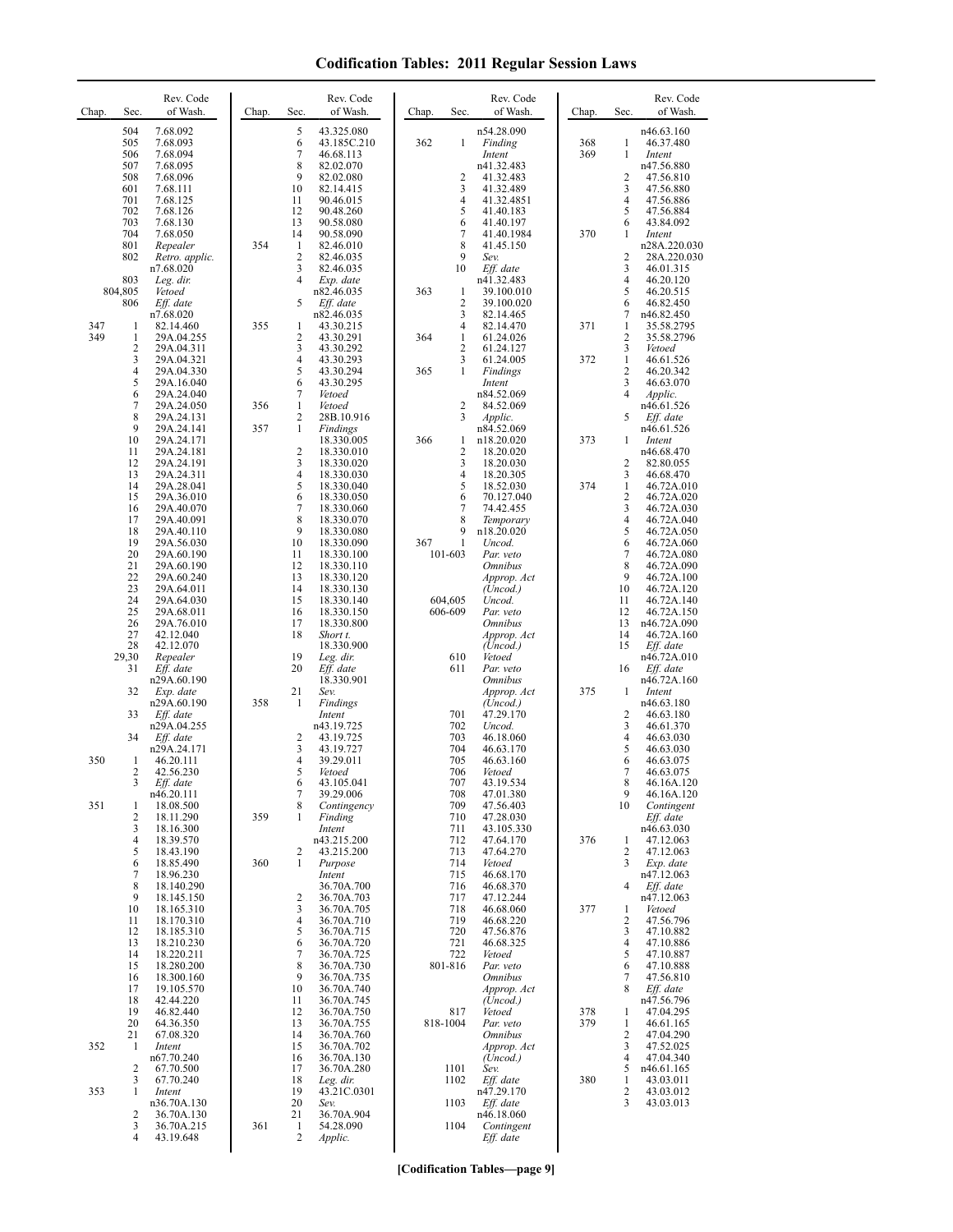# Codification Tables: 2011 Regular Session Laws

| Chap. | Sec. | Rev. Code of Wash. |
|---|---|---|
| | 504 | 7.68.092 |
| | 505 | 7.68.093 |
| | 506 | 7.68.094 |
| | 507 | 7.68.095 |
| | 508 | 7.68.096 |
| | 601 | 7.68.111 |
| | 701 | 7.68.125 |
| | 702 | 7.68.126 |
| | 703 | 7.68.130 |
| | 704 | 7.68.050 |
| | 801 | *Repealer* |
| | 802 | *Retro. applic.* n7.68.020 |
| | 803 | *Leg. dir.* |
| | 804,805 | *Vetoed* |
| | 806 | *Eff. date* n7.68.020 |
| 347 | 1 | 82.14.460 |
| 349 | 1 | 29A.04.255 |
| | 2 | 29A.04.311 |
| | 3 | 29A.04.321 |
| | 4 | 29A.04.330 |
| | 5 | 29A.16.040 |
| | 6 | 29A.24.040 |
| | 7 | 29A.24.050 |
| | 8 | 29A.24.131 |
| | 9 | 29A.24.141 |
| | 10 | 29A.24.171 |
| | 11 | 29A.24.181 |
| | 12 | 29A.24.191 |
| | 13 | 29A.24.311 |
| | 14 | 29A.28.041 |
| | 15 | 29A.36.010 |
| | 16 | 29A.40.070 |
| | 17 | 29A.40.091 |
| | 18 | 29A.40.110 |
| | 19 | 29A.56.030 |
| | 20 | 29A.60.190 |
| | 21 | 29A.60.190 |
| | 22 | 29A.60.240 |
| | 23 | 29A.64.011 |
| | 24 | 29A.64.030 |
| | 25 | 29A.68.011 |
| | 26 | 29A.76.010 |
| | 27 | 42.12.040 |
| | 28 | 42.12.070 |
| | 29,30 | *Repealer* |
| | 31 | *Eff. date* n29A.60.190 |
| | 32 | *Exp. date* n29A.60.190 |
| | 33 | *Eff. date* n29A.04.255 |
| | 34 | *Eff. date* n29A.24.171 |
| 350 | 1 | 46.20.111 |
| | 2 | 42.56.230 |
| | 3 | *Eff. date* n46.20.111 |
| 351 | 1 | 18.08.500 |
| | 2 | 18.11.290 |
| | 3 | 18.16.300 |
| | 4 | 18.39.570 |
| | 5 | 18.43.190 |
| | 6 | 18.85.490 |
| | 7 | 18.96.230 |
| | 8 | 18.140.290 |
| | 9 | 18.145.150 |
| | 10 | 18.165.310 |
| | 11 | 18.170.310 |
| | 12 | 18.185.310 |
| | 13 | 18.210.230 |
| | 14 | 18.220.211 |
| | 15 | 18.280.200 |
| | 16 | 18.300.160 |
| | 17 | 19.105.570 |
| | 18 | 42.44.220 |
| | 19 | 46.82.440 |
| | 20 | 64.36.350 |
| | 21 | 67.08.320 |
| 352 | 1 | *Intent* n67.70.240 |
| | 2 | 67.70.500 |
| | 3 | 67.70.240 |
| 353 | 1 | *Intent* n36.70A.130 |
| | 2 | 36.70A.130 |
| | 3 | 36.70A.215 |
| | 4 | 43.19.648 |
| | 5 | 43.325.080 |
| | 6 | 43.185C.210 |
| | 7 | 46.68.113 |
| | 8 | 82.02.070 |
| | 9 | 82.02.080 |
| | 10 | 82.14.415 |
| | 11 | 90.46.015 |
| | 12 | 90.48.260 |
| | 13 | 90.58.080 |
| | 14 | 90.58.090 |
| 354 | 1 | 82.46.010 |
| | 2 | 82.46.035 |
| | 3 | 82.46.035 |
| | 4 | *Exp. date* n82.46.035 |
| | 5 | *Eff. date* n82.46.035 |
| 355 | 1 | 43.30.215 |
| | 2 | 43.30.291 |
| | 3 | 43.30.292 |
| | 4 | 43.30.293 |
| | 5 | 43.30.294 |
| | 6 | 43.30.295 |
| | 7 | *Vetoed* |
| 356 | 1 | *Vetoed* |
| | 2 | 28B.10.916 |
| 357 | 1 | *Findings* 18.330.005 |
| | 2 | 18.330.010 |
| | 3 | 18.330.020 |
| | 4 | 18.330.030 |
| | 5 | 18.330.040 |
| | 6 | 18.330.050 |
| | 7 | 18.330.060 |
| | 8 | 18.330.070 |
| | 9 | 18.330.080 |
| | 10 | 18.330.090 |
| | 11 | 18.330.100 |
| | 12 | 18.330.110 |
| | 13 | 18.330.120 |
| | 14 | 18.330.130 |
| | 15 | 18.330.140 |
| | 16 | 18.330.150 |
| | 17 | 18.330.800 |
| | 18 | *Short t.* 18.330.900 |
| | 19 | *Leg. dir.* |
| | 20 | *Eff. date* 18.330.901 |
| | 21 | *Sev.* |
| 358 | 1 | *Findings Intent* n43.19.725 |
| | 2 | 43.19.725 |
| | 3 | 43.19.727 |
| | 4 | 39.29.011 |
| | 5 | *Vetoed* |
| | 6 | 43.105.041 |
| | 7 | 39.29.006 |
| | 8 | *Contingency* |
| 359 | 1 | *Finding Intent* n43.215.200 |
| | 2 | 43.215.200 |
| 360 | 1 | *Purpose Intent* 36.70A.700 |
| | 2 | 36.70A.703 |
| | 3 | 36.70A.705 |
| | 4 | 36.70A.710 |
| | 5 | 36.70A.715 |
| | 6 | 36.70A.720 |
| | 7 | 36.70A.725 |
| | 8 | 36.70A.730 |
| | 9 | 36.70A.735 |
| | 10 | 36.70A.740 |
| | 11 | 36.70A.745 |
| | 12 | 36.70A.750 |
| | 13 | 36.70A.755 |
| | 14 | 36.70A.760 |
| | 15 | 36.70A.702 |
| | 16 | 36.70A.130 |
| | 17 | 36.70A.280 |
| | 18 | *Leg. dir.* |
| | 19 | 43.21C.0301 |
| | 20 | *Sev.* |
| | 21 | 36.70A.904 |
| 361 | 1 | 54.28.090 |
| | 2 | *Applic.* n54.28.090 |
| 362 | 1 | *Finding Intent* n41.32.483 |
| | 2 | 41.32.483 |
| | 3 | 41.32.489 |
| | 4 | 41.32.4851 |
| | 5 | 41.40.183 |
| | 6 | 41.40.197 |
| | 7 | 41.40.1984 |
| | 8 | 41.45.150 |
| | 9 | *Sev.* |
| | 10 | *Eff. date* n41.32.483 |
| 363 | 1 | 39.100.010 |
| | 2 | 39.100.020 |
| | 3 | 82.14.465 |
| | 4 | 82.14.470 |
| 364 | 1 | 61.24.026 |
| | 2 | 61.24.127 |
| | 3 | 61.24.005 |
| 365 | 1 | *Findings Intent* n84.52.069 |
| | 2 | 84.52.069 |
| | 3 | *Applic.* n84.52.069 |
| 366 | 1 | n18.20.020 |
| | 2 | 18.20.020 |
| | 3 | 18.20.030 |
| | 4 | 18.20.305 |
| | 5 | 18.52.030 |
| | 6 | 70.127.040 |
| | 7 | 74.42.455 |
| | 8 | *Temporary* |
| | 9 | n18.20.020 |
| 367 | 1 | *Uncod.* |
| | 101-603 | *Par. veto Omnibus Approp. Act (Uncod.)* |
| | 604,605 | *Uncod.* |
| | 606-609 | *Par. veto Omnibus Approp. Act (Uncod.)* |
| | 610 | *Vetoed* |
| | 611 | *Par. veto Omnibus Approp. Act (Uncod.)* |
| | 701 | 47.29.170 |
| | 702 | *Uncod.* |
| | 703 | 46.18.060 |
| | 704 | 46.63.170 |
| | 705 | 46.63.160 |
| | 706 | *Vetoed* |
| | 707 | 43.19.534 |
| | 708 | 47.01.380 |
| | 709 | 47.56.403 |
| | 710 | 47.28.030 |
| | 711 | 43.105.330 |
| | 712 | 47.64.170 |
| | 713 | 47.64.270 |
| | 714 | *Vetoed* |
| | 715 | 46.68.170 |
| | 716 | 46.68.370 |
| | 717 | 47.12.244 |
| | 718 | 46.68.060 |
| | 719 | 46.68.220 |
| | 720 | 47.56.876 |
| | 721 | 46.68.325 |
| | 722 | *Vetoed* |
| | 801-816 | *Par. veto Omnibus Approp. Act (Uncod.)* |
| | 817 | *Vetoed* |
| | 818-1004 | *Par. veto Omnibus Approp. Act (Uncod.)* |
| | 1101 | *Sev.* |
| | 1102 | *Eff. date* n47.29.170 |
| | 1103 | *Eff. date* n46.18.060 |
| | 1104 | *Contingent Eff. date* n46.63.160 |
| 368 | 1 | 46.37.480 |
| 369 | 1 | *Intent* n47.56.880 |
| | 2 | 47.56.810 |
| | 3 | 47.56.880 |
| | 4 | 47.56.886 |
| | 5 | 47.56.884 |
| | 6 | 43.84.092 |
| 370 | 1 | *Intent* n28A.220.030 |
| | 2 | 28A.220.030 |
| | 3 | 46.01.315 |
| | 4 | 46.20.120 |
| | 5 | 46.20.515 |
| | 6 | 46.82.450 |
| | 7 | n46.82.450 |
| 371 | 1 | 35.58.2795 |
| | 2 | 35.58.2796 |
| | 3 | *Vetoed* |
| 372 | 1 | 46.61.526 |
| | 2 | 46.20.342 |
| | 3 | 46.63.070 |
| | 4 | *Applic.* n46.61.526 |
| | 5 | *Eff. date* n46.61.526 |
| 373 | 1 | *Intent* n46.68.470 |
| | 2 | 82.80.055 |
| | 3 | 46.68.470 |
| 374 | 1 | 46.72A.010 |
| | 2 | 46.72A.020 |
| | 3 | 46.72A.030 |
| | 4 | 46.72A.040 |
| | 5 | 46.72A.050 |
| | 6 | 46.72A.060 |
| | 7 | 46.72A.080 |
| | 8 | 46.72A.090 |
| | 9 | 46.72A.100 |
| | 10 | 46.72A.120 |
| | 11 | 46.72A.140 |
| | 12 | 46.72A.150 |
| | 13 | n46.72A.090 |
| | 14 | 46.72A.160 |
| | 15 | *Eff. date* n46.72A.010 |
| | 16 | *Eff. date* n46.72A.160 |
| 375 | 1 | *Intent* n46.63.180 |
| | 2 | 46.63.180 |
| | 3 | 46.61.370 |
| | 4 | 46.63.030 |
| | 5 | 46.63.030 |
| | 6 | 46.63.075 |
| | 7 | 46.63.075 |
| | 8 | 46.16A.120 |
| | 9 | 46.16A.120 |
| | 10 | *Contingent Eff. date* n46.63.030 |
| 376 | 1 | 47.12.063 |
| | 2 | 47.12.063 |
| | 3 | *Exp. date* n47.12.063 |
| | 4 | *Eff. date* n47.12.063 |
| 377 | 1 | *Vetoed* |
| | 2 | 47.56.796 |
| | 3 | 47.10.882 |
| | 4 | 47.10.886 |
| | 5 | 47.10.887 |
| | 6 | 47.10.888 |
| | 7 | 47.56.810 |
| | 8 | *Eff. date* n47.56.796 |
| 378 | 1 | 47.04.295 |
| 379 | 1 | 46.61.165 |
| | 2 | 47.04.290 |
| | 3 | 47.52.025 |
| | 4 | 47.04.340 |
| | 5 | n46.61.165 |
| 380 | 1 | 43.03.011 |
| | 2 | 43.03.012 |
| | 3 | 43.03.013 |